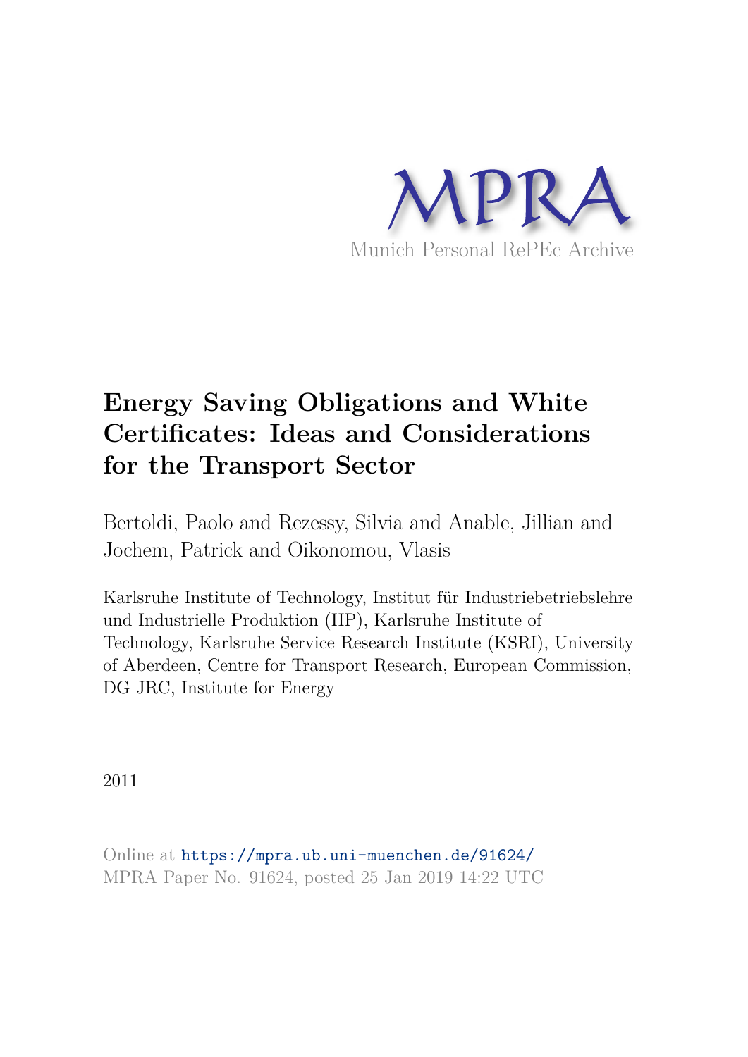MPRA

Munich Personal RePEc Archive

# Energy Saving Obligations and White Certificates: Ideas and Considerations for the Transport Sector

Bertoldi, Paolo and Rezessy, Silvia and Anable, Jillian and Jochem, Patrick and Oikonomou, Vlasis

Karlsruhe Institute of Technology, Institut für Industriebetriebslehre und Industrielle Produktion (IIP), Karlsruhe Institute of Technology, Karlsruhe Service Research Institute (KSRI), University of Aberdeen, Centre for Transport Research, European Commission, DG JRC, Institute for Energy

2011

Online at https://mpra.ub.uni-muenchen.de/91624/
MPRA Paper No. 91624, posted 25 Jan 2019 14:22 UTC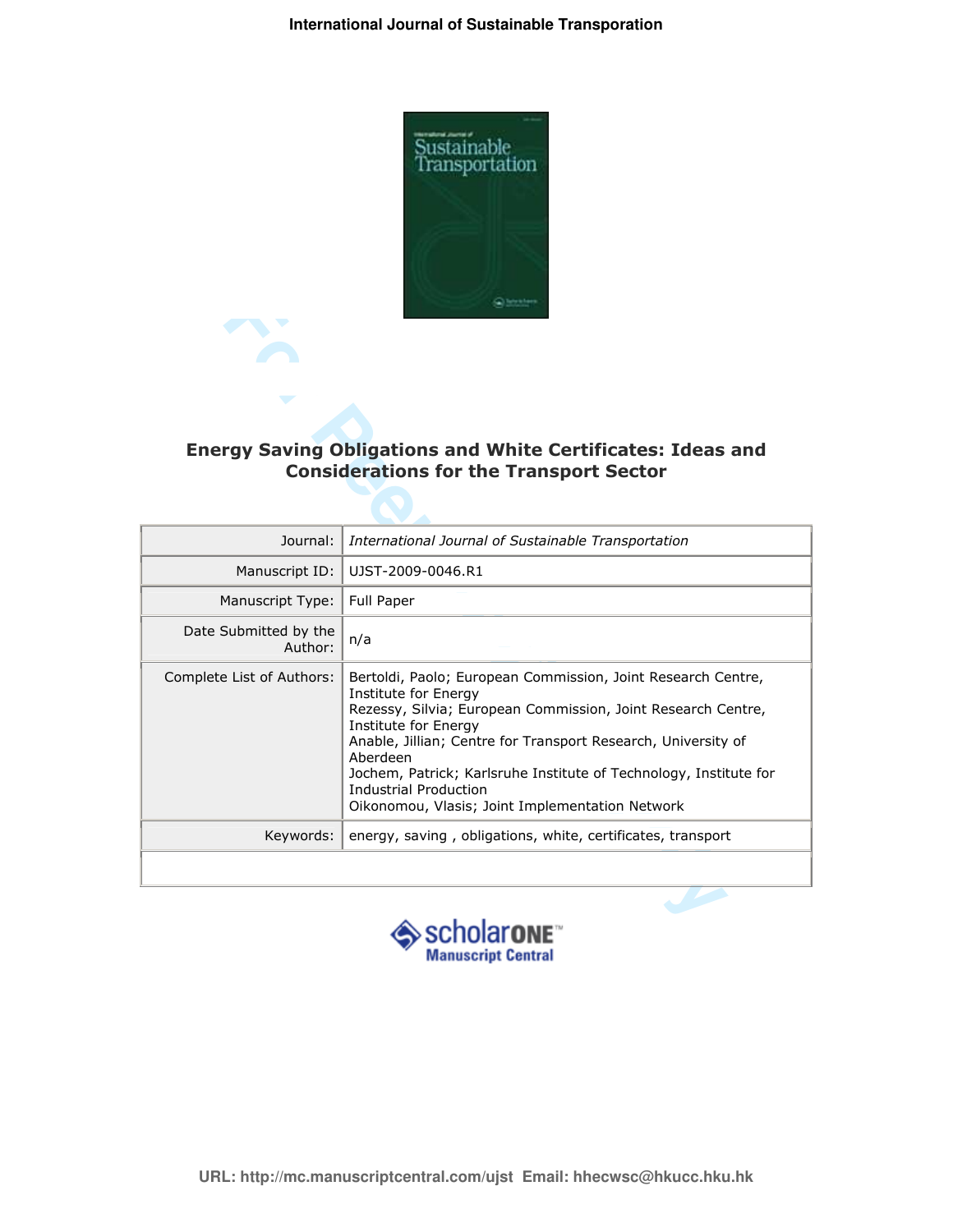# Energy Saving Obligations and White Certificates: Ideas and Considerations for the Transport Sector

| Journal: | *International Journal of Sustainable Transportation* |
| --- | --- |
| Manuscript ID: | UJST-2009-0046.R1 |
| Manuscript Type: | Full Paper |
| Date Submitted by the Author: | n/a |
| Complete List of Authors: | Bertoldi, Paolo; European Commission, Joint Research Centre, Institute for Energy<br>Rezessy, Silvia; European Commission, Joint Research Centre, Institute for Energy<br>Anable, Jillian; Centre for Transport Research, University of Aberdeen<br>Jochem, Patrick; Karlsruhe Institute of Technology, Institute for Industrial Production<br>Oikonomou, Vlasis; Joint Implementation Network |
| Keywords: | energy, saving , obligations, white, certificates, transport |

URL: http://mc.manuscriptcentral.com/ujst Email: hhecwsc@hkucc.hku.hk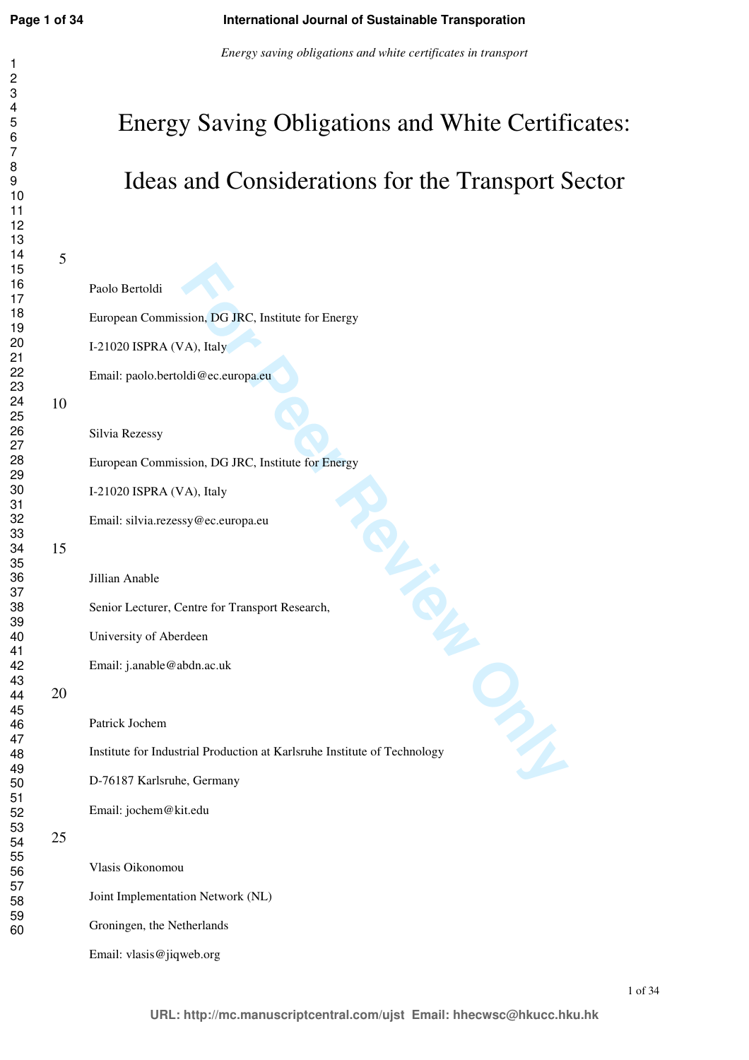# Energy Saving Obligations and White Certificates:

# Ideas and Considerations for the Transport Sector

Paolo Bertoldi

European Commission, DG JRC, Institute for Energy

I-21020 ISPRA (VA), Italy

Email: paolo.bertoldi@ec.europa.eu

Silvia Rezessy

European Commission, DG JRC, Institute for Energy

I-21020 ISPRA (VA), Italy

Email: silvia.rezessy@ec.europa.eu

Jillian Anable

Senior Lecturer, Centre for Transport Research,

University of Aberdeen

Email: j.anable@abdn.ac.uk

Patrick Jochem

Institute for Industrial Production at Karlsruhe Institute of Technology

D-76187 Karlsruhe, Germany

Email: jochem@kit.edu

Vlasis Oikonomou

Joint Implementation Network (NL)

Groningen, the Netherlands

Email: vlasis@jiqweb.org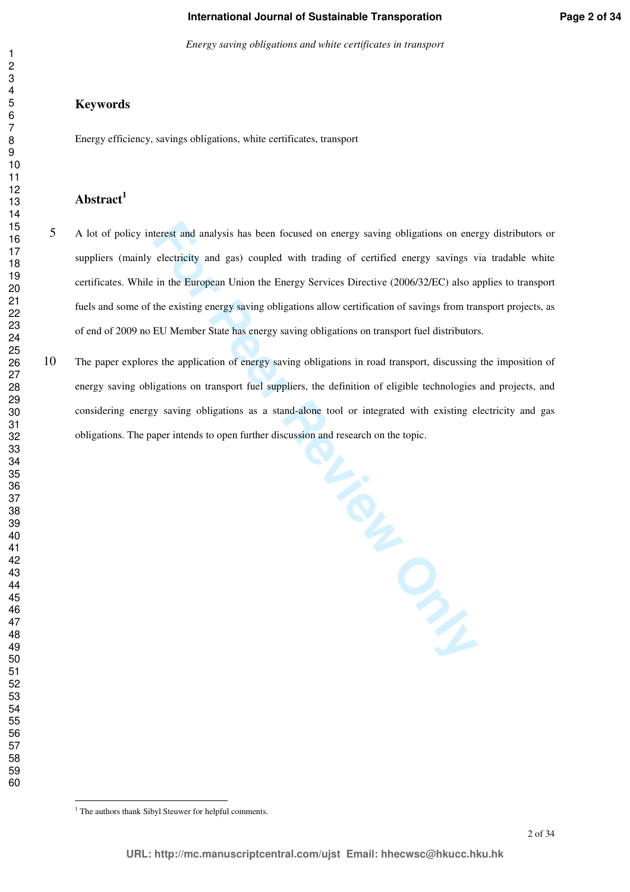## Keywords

Energy efficiency, savings obligations, white certificates, transport

## Abstract[1]

A lot of policy interest and analysis has been focused on energy saving obligations on energy distributors or suppliers (mainly electricity and gas) coupled with trading of certified energy savings via tradable white certificates. While in the European Union the Energy Services Directive (2006/32/EC) also applies to transport fuels and some of the existing energy saving obligations allow certification of savings from transport projects, as of end of 2009 no EU Member State has energy saving obligations on transport fuel distributors.

The paper explores the application of energy saving obligations in road transport, discussing the imposition of energy saving obligations on transport fuel suppliers, the definition of eligible technologies and projects, and considering energy saving obligations as a stand-alone tool or integrated with existing electricity and gas obligations. The paper intends to open further discussion and research on the topic.

[1] The authors thank Sibyl Steuwer for helpful comments.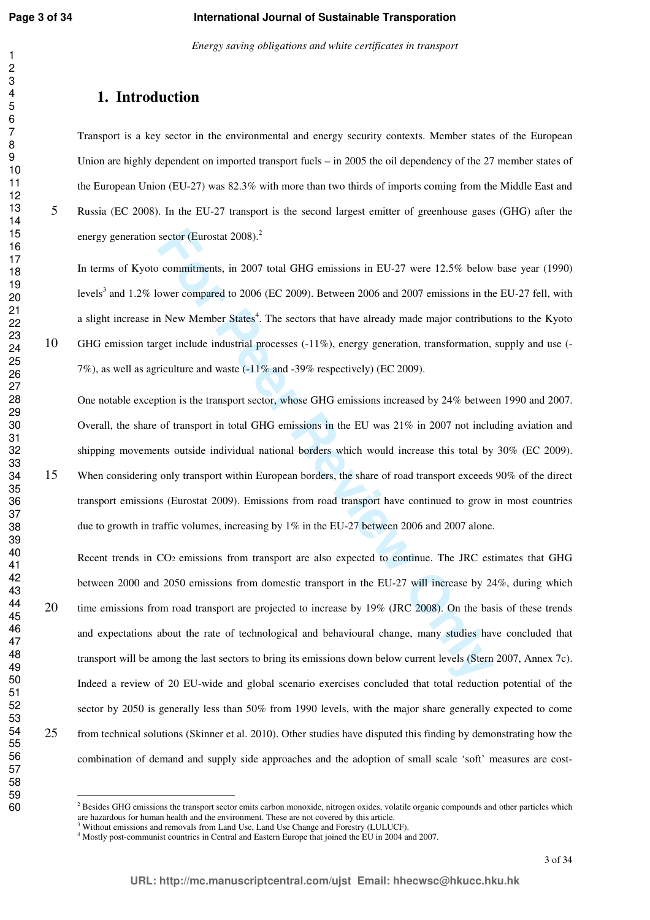# 1. Introduction

Transport is a key sector in the environmental and energy security contexts. Member states of the European Union are highly dependent on imported transport fuels – in 2005 the oil dependency of the 27 member states of the European Union (EU-27) was 82.3% with more than two thirds of imports coming from the Middle East and Russia (EC 2008). In the EU-27 transport is the second largest emitter of greenhouse gases (GHG) after the energy generation sector (Eurostat 2008).[2]

In terms of Kyoto commitments, in 2007 total GHG emissions in EU-27 were 12.5% below base year (1990) levels[3] and 1.2% lower compared to 2006 (EC 2009). Between 2006 and 2007 emissions in the EU-27 fell, with a slight increase in New Member States[4]. The sectors that have already made major contributions to the Kyoto GHG emission target include industrial processes (-11%), energy generation, transformation, supply and use (-7%), as well as agriculture and waste (-11% and -39% respectively) (EC 2009).

One notable exception is the transport sector, whose GHG emissions increased by 24% between 1990 and 2007. Overall, the share of transport in total GHG emissions in the EU was 21% in 2007 not including aviation and shipping movements outside individual national borders which would increase this total by 30% (EC 2009). When considering only transport within European borders, the share of road transport exceeds 90% of the direct transport emissions (Eurostat 2009). Emissions from road transport have continued to grow in most countries due to growth in traffic volumes, increasing by 1% in the EU-27 between 2006 and 2007 alone.

Recent trends in $CO_2$ emissions from transport are also expected to continue. The JRC estimates that GHG between 2000 and 2050 emissions from domestic transport in the EU-27 will increase by 24%, during which time emissions from road transport are projected to increase by 19% (JRC 2008). On the basis of these trends and expectations about the rate of technological and behavioural change, many studies have concluded that transport will be among the last sectors to bring its emissions down below current levels (Stern 2007, Annex 7c). Indeed a review of 20 EU-wide and global scenario exercises concluded that total reduction potential of the sector by 2050 is generally less than 50% from 1990 levels, with the major share generally expected to come from technical solutions (Skinner et al. 2010). Other studies have disputed this finding by demonstrating how the combination of demand and supply side approaches and the adoption of small scale 'soft' measures are cost-

---

[2] Besides GHG emissions the transport sector emits carbon monoxide, nitrogen oxides, volatile organic compounds and other particles which are hazardous for human health and the environment. These are not covered by this article.

[3] Without emissions and removals from Land Use, Land Use Change and Forestry (LULUCF).

[4] Mostly post-communist countries in Central and Eastern Europe that joined the EU in 2004 and 2007.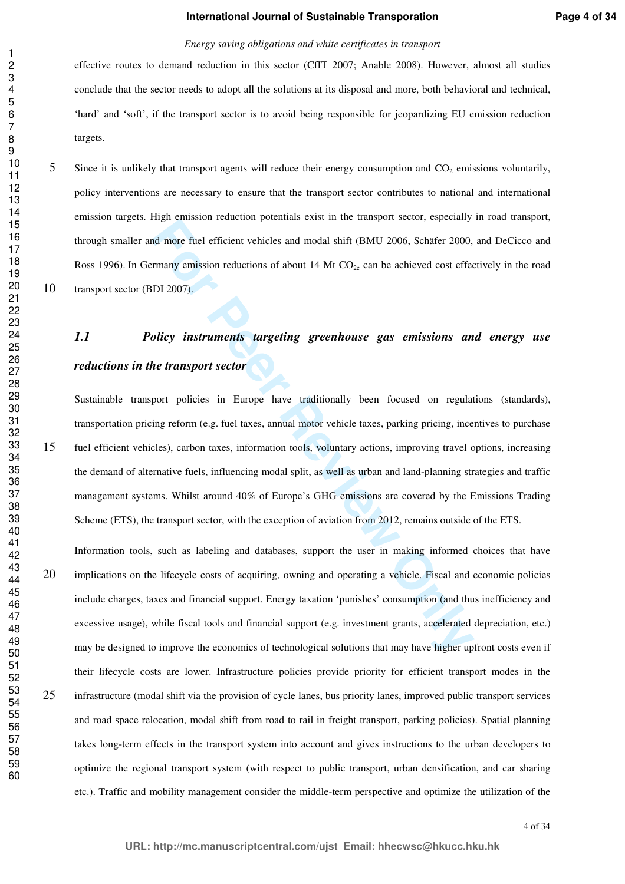effective routes to demand reduction in this sector (CfIT 2007; Anable 2008). However, almost all studies conclude that the sector needs to adopt all the solutions at its disposal and more, both behavioral and technical, 'hard' and 'soft', if the transport sector is to avoid being responsible for jeopardizing EU emission reduction targets.

Since it is unlikely that transport agents will reduce their energy consumption and $CO_2$ emissions voluntarily, policy interventions are necessary to ensure that the transport sector contributes to national and international emission targets. High emission reduction potentials exist in the transport sector, especially in road transport, through smaller and more fuel efficient vehicles and modal shift (BMU 2006, Schäfer 2000, and DeCicco and Ross 1996). In Germany emission reductions of about 14 Mt $CO_{2e}$ can be achieved cost effectively in the road transport sector (BDI 2007).

### *1.1 Policy instruments targeting greenhouse gas emissions and energy use reductions in the transport sector*

Sustainable transport policies in Europe have traditionally been focused on regulations (standards), transportation pricing reform (e.g. fuel taxes, annual motor vehicle taxes, parking pricing, incentives to purchase fuel efficient vehicles), carbon taxes, information tools, voluntary actions, improving travel options, increasing the demand of alternative fuels, influencing modal split, as well as urban and land-planning strategies and traffic management systems. Whilst around 40% of Europe's GHG emissions are covered by the Emissions Trading Scheme (ETS), the transport sector, with the exception of aviation from 2012, remains outside of the ETS.

Information tools, such as labeling and databases, support the user in making informed choices that have implications on the lifecycle costs of acquiring, owning and operating a vehicle. Fiscal and economic policies include charges, taxes and financial support. Energy taxation 'punishes' consumption (and thus inefficiency and excessive usage), while fiscal tools and financial support (e.g. investment grants, accelerated depreciation, etc.) may be designed to improve the economics of technological solutions that may have higher upfront costs even if their lifecycle costs are lower. Infrastructure policies provide priority for efficient transport modes in the infrastructure (modal shift via the provision of cycle lanes, bus priority lanes, improved public transport services and road space relocation, modal shift from road to rail in freight transport, parking policies). Spatial planning takes long-term effects in the transport system into account and gives instructions to the urban developers to optimize the regional transport system (with respect to public transport, urban densification, and car sharing etc.). Traffic and mobility management consider the middle-term perspective and optimize the utilization of the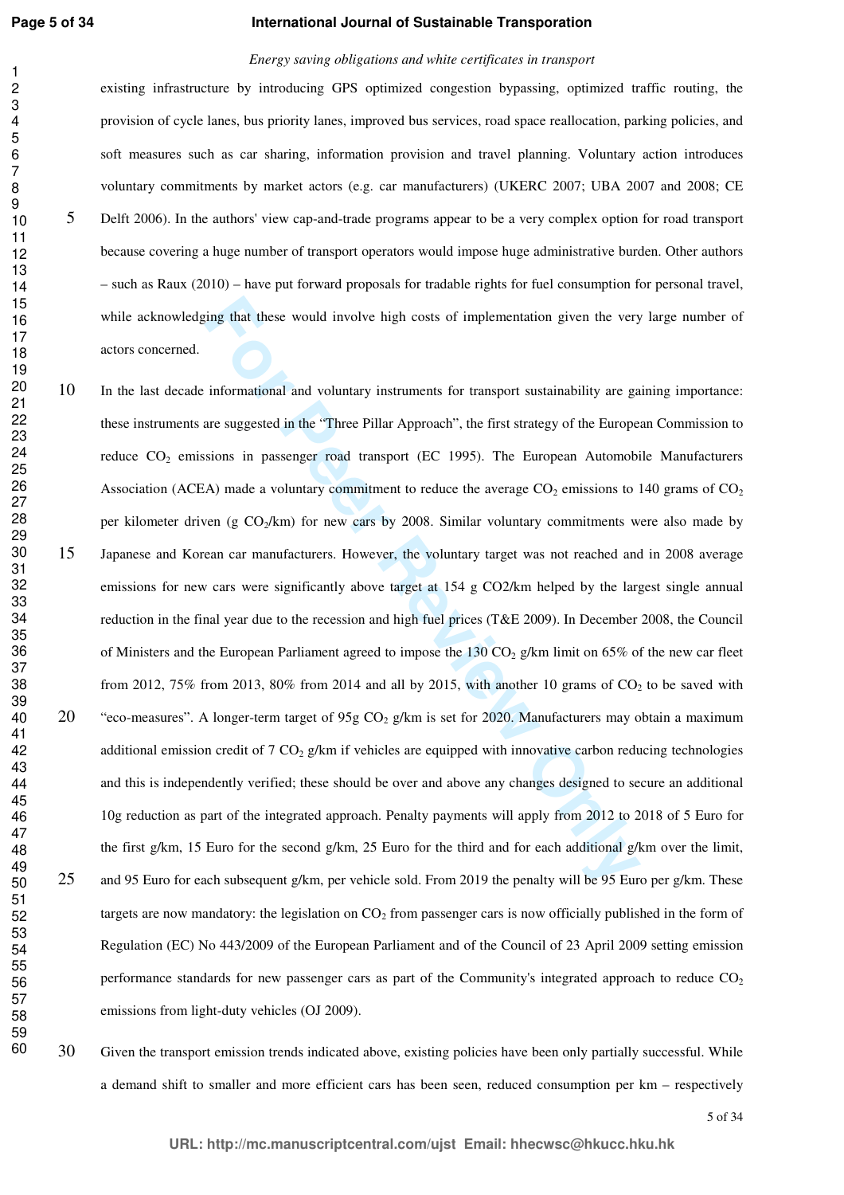existing infrastructure by introducing GPS optimized congestion bypassing, optimized traffic routing, the provision of cycle lanes, bus priority lanes, improved bus services, road space reallocation, parking policies, and soft measures such as car sharing, information provision and travel planning. Voluntary action introduces voluntary commitments by market actors (e.g. car manufacturers) (UKERC 2007; UBA 2007 and 2008; CE Delft 2006). In the authors' view cap-and-trade programs appear to be a very complex option for road transport because covering a huge number of transport operators would impose huge administrative burden. Other authors – such as Raux (2010) – have put forward proposals for tradable rights for fuel consumption for personal travel, while acknowledging that these would involve high costs of implementation given the very large number of actors concerned.

In the last decade informational and voluntary instruments for transport sustainability are gaining importance: these instruments are suggested in the "Three Pillar Approach", the first strategy of the European Commission to reduce $CO_2$ emissions in passenger road transport (EC 1995). The European Automobile Manufacturers Association (ACEA) made a voluntary commitment to reduce the average $CO_2$ emissions to 140 grams of $CO_2$ per kilometer driven (g $CO_2$/km) for new cars by 2008. Similar voluntary commitments were also made by Japanese and Korean car manufacturers. However, the voluntary target was not reached and in 2008 average emissions for new cars were significantly above target at 154 g CO2/km helped by the largest single annual reduction in the final year due to the recession and high fuel prices (T&E 2009). In December 2008, the Council of Ministers and the European Parliament agreed to impose the 130 $CO_2$ g/km limit on 65% of the new car fleet from 2012, 75% from 2013, 80% from 2014 and all by 2015, with another 10 grams of $CO_2$ to be saved with "eco-measures". A longer-term target of 95g $CO_2$ g/km is set for 2020. Manufacturers may obtain a maximum additional emission credit of 7 $CO_2$ g/km if vehicles are equipped with innovative carbon reducing technologies and this is independently verified; these should be over and above any changes designed to secure an additional 10g reduction as part of the integrated approach. Penalty payments will apply from 2012 to 2018 of 5 Euro for the first g/km, 15 Euro for the second g/km, 25 Euro for the third and for each additional g/km over the limit, and 95 Euro for each subsequent g/km, per vehicle sold. From 2019 the penalty will be 95 Euro per g/km. These targets are now mandatory: the legislation on $CO_2$ from passenger cars is now officially published in the form of Regulation (EC) No 443/2009 of the European Parliament and of the Council of 23 April 2009 setting emission performance standards for new passenger cars as part of the Community's integrated approach to reduce $CO_2$ emissions from light-duty vehicles (OJ 2009).

Given the transport emission trends indicated above, existing policies have been only partially successful. While a demand shift to smaller and more efficient cars has been seen, reduced consumption per km – respectively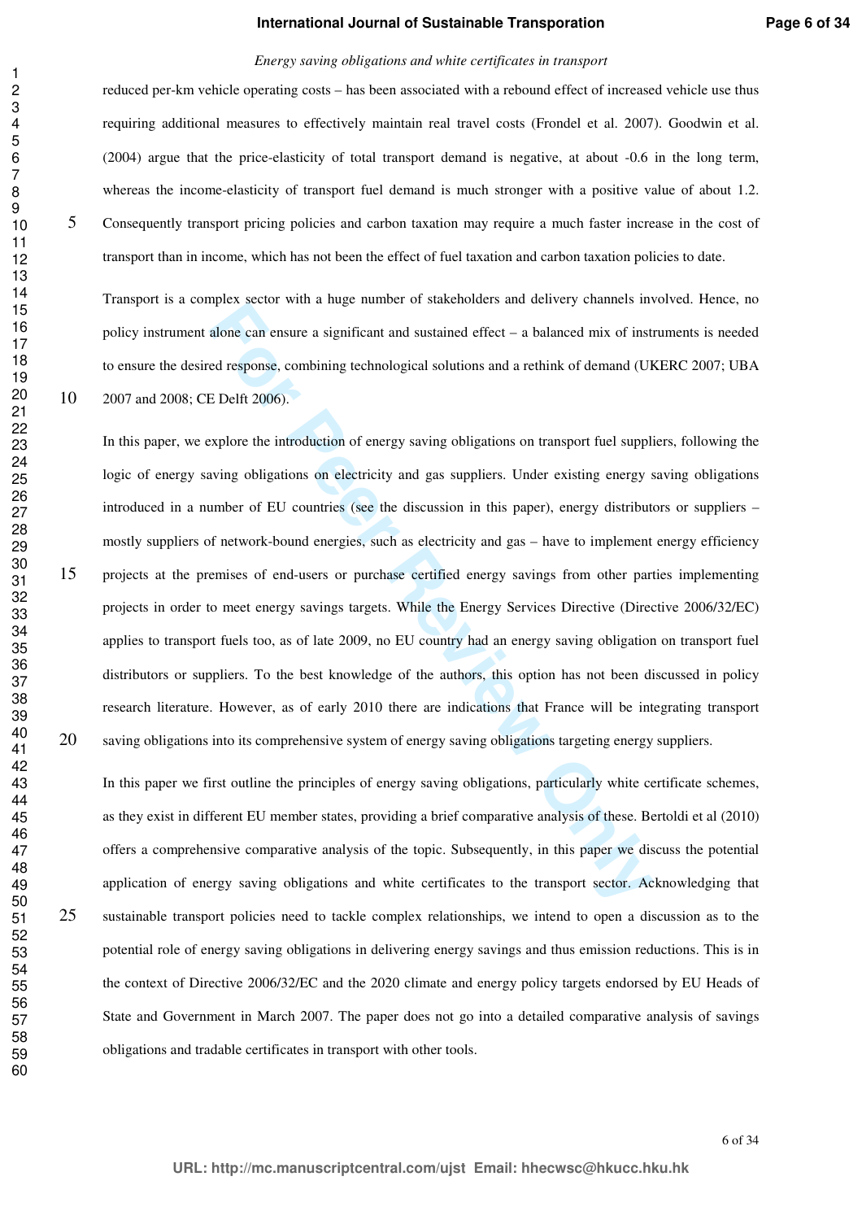reduced per-km vehicle operating costs – has been associated with a rebound effect of increased vehicle use thus requiring additional measures to effectively maintain real travel costs (Frondel et al. 2007). Goodwin et al. (2004) argue that the price-elasticity of total transport demand is negative, at about -0.6 in the long term, whereas the income-elasticity of transport fuel demand is much stronger with a positive value of about 1.2. Consequently transport pricing policies and carbon taxation may require a much faster increase in the cost of transport than in income, which has not been the effect of fuel taxation and carbon taxation policies to date.

Transport is a complex sector with a huge number of stakeholders and delivery channels involved. Hence, no policy instrument alone can ensure a significant and sustained effect – a balanced mix of instruments is needed to ensure the desired response, combining technological solutions and a rethink of demand (UKERC 2007; UBA 2007 and 2008; CE Delft 2006).

In this paper, we explore the introduction of energy saving obligations on transport fuel suppliers, following the logic of energy saving obligations on electricity and gas suppliers. Under existing energy saving obligations introduced in a number of EU countries (see the discussion in this paper), energy distributors or suppliers – mostly suppliers of network-bound energies, such as electricity and gas – have to implement energy efficiency projects at the premises of end-users or purchase certified energy savings from other parties implementing projects in order to meet energy savings targets. While the Energy Services Directive (Directive 2006/32/EC) applies to transport fuels too, as of late 2009, no EU country had an energy saving obligation on transport fuel distributors or suppliers. To the best knowledge of the authors, this option has not been discussed in policy research literature. However, as of early 2010 there are indications that France will be integrating transport saving obligations into its comprehensive system of energy saving obligations targeting energy suppliers.

In this paper we first outline the principles of energy saving obligations, particularly white certificate schemes, as they exist in different EU member states, providing a brief comparative analysis of these. Bertoldi et al (2010) offers a comprehensive comparative analysis of the topic. Subsequently, in this paper we discuss the potential application of energy saving obligations and white certificates to the transport sector. Acknowledging that sustainable transport policies need to tackle complex relationships, we intend to open a discussion as to the potential role of energy saving obligations in delivering energy savings and thus emission reductions. This is in the context of Directive 2006/32/EC and the 2020 climate and energy policy targets endorsed by EU Heads of State and Government in March 2007. The paper does not go into a detailed comparative analysis of savings obligations and tradable certificates in transport with other tools.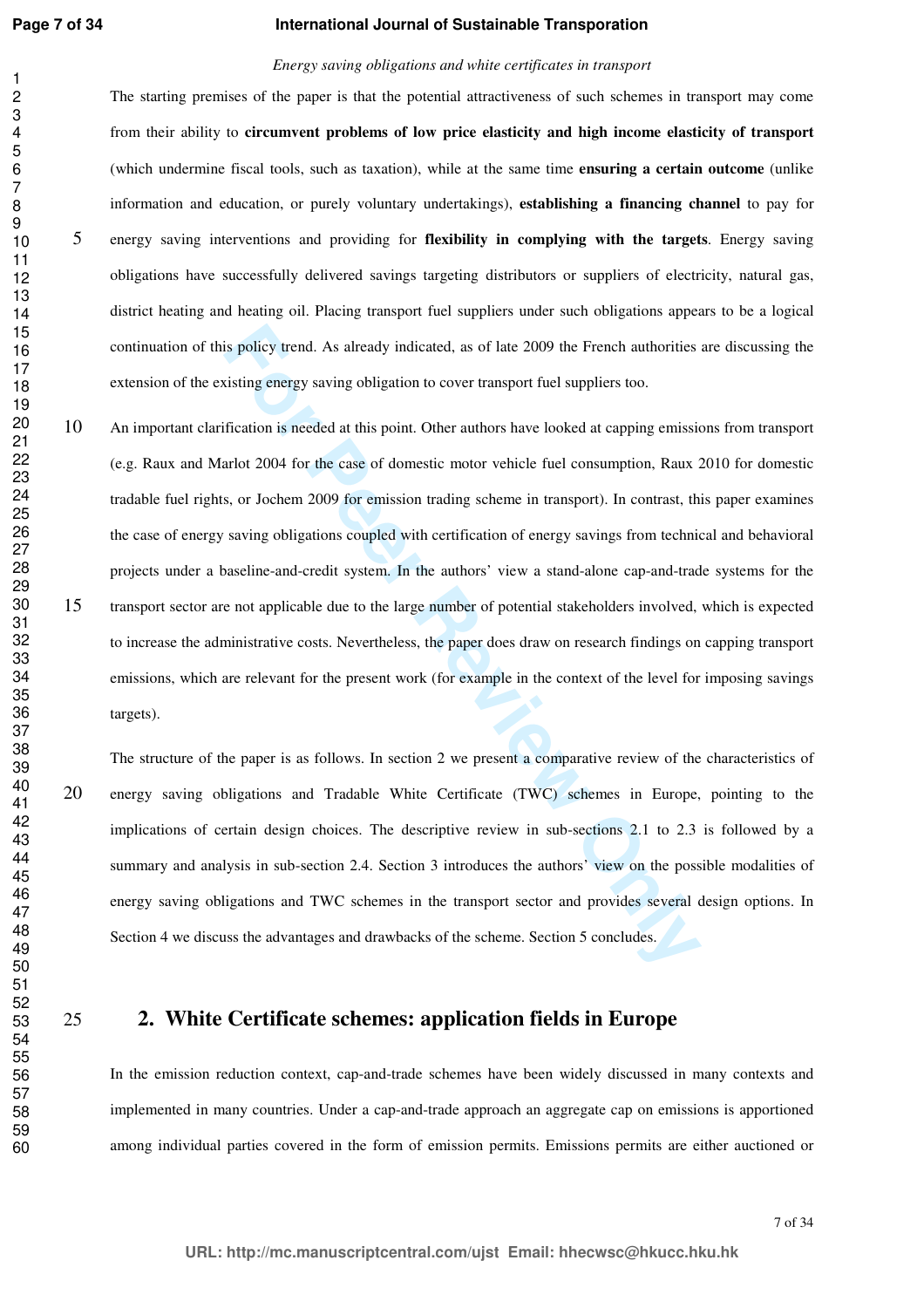The starting premises of the paper is that the potential attractiveness of such schemes in transport may come from their ability to **circumvent problems of low price elasticity and high income elasticity of transport** (which undermine fiscal tools, such as taxation), while at the same time **ensuring a certain outcome** (unlike information and education, or purely voluntary undertakings), **establishing a financing channel** to pay for energy saving interventions and providing for **flexibility in complying with the targets**. Energy saving obligations have successfully delivered savings targeting distributors or suppliers of electricity, natural gas, district heating and heating oil. Placing transport fuel suppliers under such obligations appears to be a logical continuation of this policy trend. As already indicated, as of late 2009 the French authorities are discussing the extension of the existing energy saving obligation to cover transport fuel suppliers too.

An important clarification is needed at this point. Other authors have looked at capping emissions from transport (e.g. Raux and Marlot 2004 for the case of domestic motor vehicle fuel consumption, Raux 2010 for domestic tradable fuel rights, or Jochem 2009 for emission trading scheme in transport). In contrast, this paper examines the case of energy saving obligations coupled with certification of energy savings from technical and behavioral projects under a baseline-and-credit system. In the authors' view a stand-alone cap-and-trade systems for the transport sector are not applicable due to the large number of potential stakeholders involved, which is expected to increase the administrative costs. Nevertheless, the paper does draw on research findings on capping transport emissions, which are relevant for the present work (for example in the context of the level for imposing savings targets).

The structure of the paper is as follows. In section 2 we present a comparative review of the characteristics of energy saving obligations and Tradable White Certificate (TWC) schemes in Europe, pointing to the implications of certain design choices. The descriptive review in sub-sections 2.1 to 2.3 is followed by a summary and analysis in sub-section 2.4. Section 3 introduces the authors' view on the possible modalities of energy saving obligations and TWC schemes in the transport sector and provides several design options. In Section 4 we discuss the advantages and drawbacks of the scheme. Section 5 concludes.

## 2. White Certificate schemes: application fields in Europe

In the emission reduction context, cap-and-trade schemes have been widely discussed in many contexts and implemented in many countries. Under a cap-and-trade approach an aggregate cap on emissions is apportioned among individual parties covered in the form of emission permits. Emissions permits are either auctioned or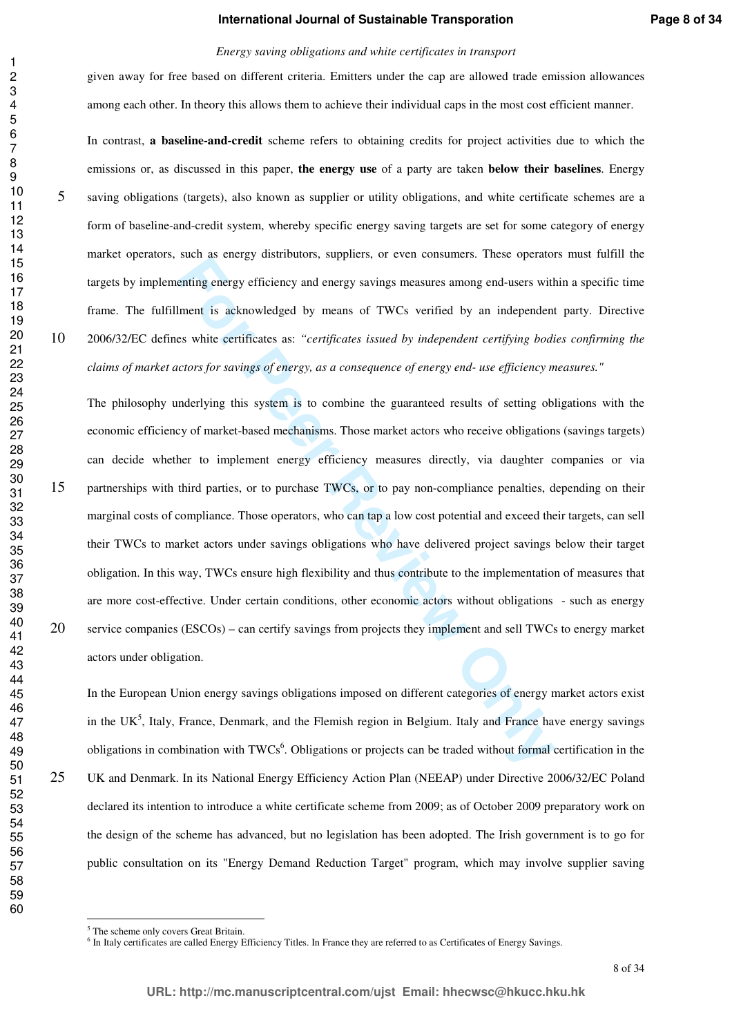given away for free based on different criteria. Emitters under the cap are allowed trade emission allowances among each other. In theory this allows them to achieve their individual caps in the most cost efficient manner.

In contrast, **a baseline-and-credit** scheme refers to obtaining credits for project activities due to which the emissions or, as discussed in this paper, **the energy use** of a party are taken **below their baselines**. Energy saving obligations (targets), also known as supplier or utility obligations, and white certificate schemes are a form of baseline-and-credit system, whereby specific energy saving targets are set for some category of energy market operators, such as energy distributors, suppliers, or even consumers. These operators must fulfill the targets by implementing energy efficiency and energy savings measures among end-users within a specific time frame. The fulfillment is acknowledged by means of TWCs verified by an independent party. Directive 2006/32/EC defines white certificates as: *"certificates issued by independent certifying bodies confirming the claims of market actors for savings of energy, as a consequence of energy end- use efficiency measures."*

The philosophy underlying this system is to combine the guaranteed results of setting obligations with the economic efficiency of market-based mechanisms. Those market actors who receive obligations (savings targets) can decide whether to implement energy efficiency measures directly, via daughter companies or via partnerships with third parties, or to purchase TWCs, or to pay non-compliance penalties, depending on their marginal costs of compliance. Those operators, who can tap a low cost potential and exceed their targets, can sell their TWCs to market actors under savings obligations who have delivered project savings below their target obligation. In this way, TWCs ensure high flexibility and thus contribute to the implementation of measures that are more cost-effective. Under certain conditions, other economic actors without obligations - such as energy service companies (ESCOs) – can certify savings from projects they implement and sell TWCs to energy market actors under obligation.

In the European Union energy savings obligations imposed on different categories of energy market actors exist in the UK[5], Italy, France, Denmark, and the Flemish region in Belgium. Italy and France have energy savings obligations in combination with TWCs[6]. Obligations or projects can be traded without formal certification in the UK and Denmark. In its National Energy Efficiency Action Plan (NEEAP) under Directive 2006/32/EC Poland declared its intention to introduce a white certificate scheme from 2009; as of October 2009 preparatory work on the design of the scheme has advanced, but no legislation has been adopted. The Irish government is to go for public consultation on its "Energy Demand Reduction Target" program, which may involve supplier saving

[5] The scheme only covers Great Britain.

[6] In Italy certificates are called Energy Efficiency Titles. In France they are referred to as Certificates of Energy Savings.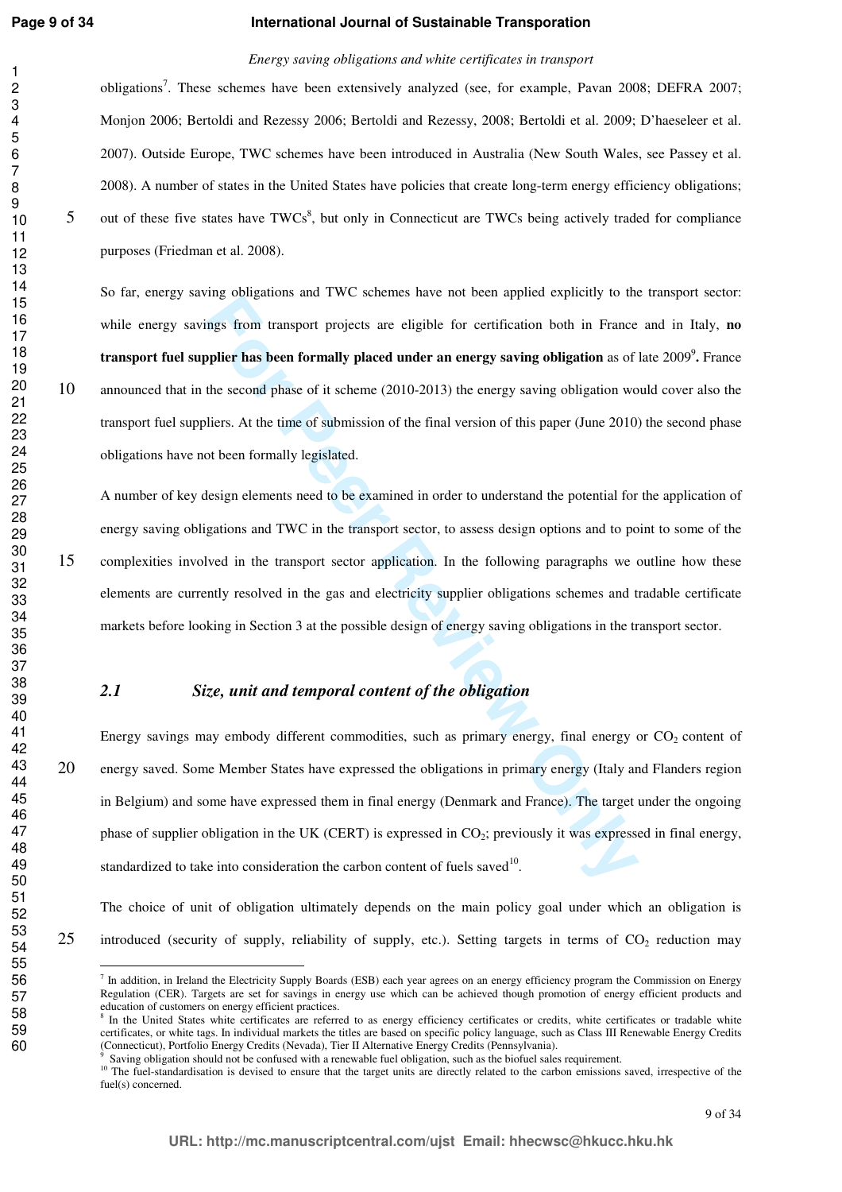obligations[7]. These schemes have been extensively analyzed (see, for example, Pavan 2008; DEFRA 2007; Monjon 2006; Bertoldi and Rezessy 2006; Bertoldi and Rezessy, 2008; Bertoldi et al. 2009; D'haeseleer et al. 2007). Outside Europe, TWC schemes have been introduced in Australia (New South Wales, see Passey et al. 2008). A number of states in the United States have policies that create long-term energy efficiency obligations; out of these five states have TWCs[8], but only in Connecticut are TWCs being actively traded for compliance purposes (Friedman et al. 2008).

So far, energy saving obligations and TWC schemes have not been applied explicitly to the transport sector: while energy savings from transport projects are eligible for certification both in France and in Italy, **no transport fuel supplier has been formally placed under an energy saving obligation** as of late 2009[9]**.** France announced that in the second phase of it scheme (2010-2013) the energy saving obligation would cover also the transport fuel suppliers. At the time of submission of the final version of this paper (June 2010) the second phase obligations have not been formally legislated.

A number of key design elements need to be examined in order to understand the potential for the application of energy saving obligations and TWC in the transport sector, to assess design options and to point to some of the complexities involved in the transport sector application. In the following paragraphs we outline how these elements are currently resolved in the gas and electricity supplier obligations schemes and tradable certificate markets before looking in Section 3 at the possible design of energy saving obligations in the transport sector.

## *2.1 Size, unit and temporal content of the obligation*

Energy savings may embody different commodities, such as primary energy, final energy or $CO_2$ content of energy saved. Some Member States have expressed the obligations in primary energy (Italy and Flanders region in Belgium) and some have expressed them in final energy (Denmark and France). The target under the ongoing phase of supplier obligation in the UK (CERT) is expressed in $CO_2$; previously it was expressed in final energy, standardized to take into consideration the carbon content of fuels saved[10].

The choice of unit of obligation ultimately depends on the main policy goal under which an obligation is introduced (security of supply, reliability of supply, etc.). Setting targets in terms of $CO_2$ reduction may

---

[7] In addition, in Ireland the Electricity Supply Boards (ESB) each year agrees on an energy efficiency program the Commission on Energy Regulation (CER). Targets are set for savings in energy use which can be achieved though promotion of energy efficient products and education of customers on energy efficient practices.

[8] In the United States white certificates are referred to as energy efficiency certificates or credits, white certificates or tradable white certificates, or white tags. In individual markets the titles are based on specific policy language, such as Class III Renewable Energy Credits (Connecticut), Portfolio Energy Credits (Nevada), Tier II Alternative Energy Credits (Pennsylvania).

[9] Saving obligation should not be confused with a renewable fuel obligation, such as the biofuel sales requirement.

[10] The fuel-standardisation is devised to ensure that the target units are directly related to the carbon emissions saved, irrespective of the fuel(s) concerned.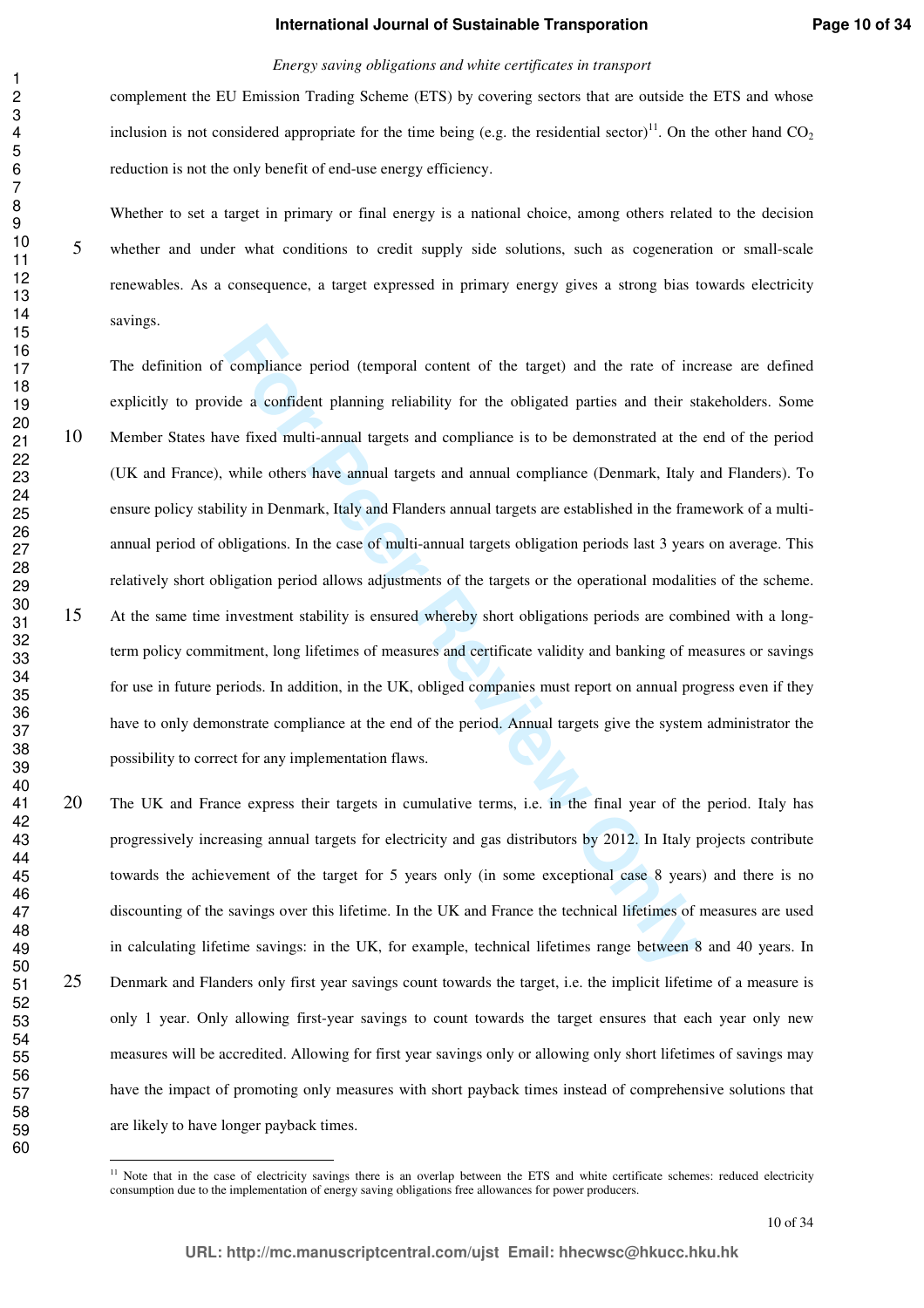complement the EU Emission Trading Scheme (ETS) by covering sectors that are outside the ETS and whose inclusion is not considered appropriate for the time being (e.g. the residential sector)[11]. On the other hand $CO_2$ reduction is not the only benefit of end-use energy efficiency.

Whether to set a target in primary or final energy is a national choice, among others related to the decision whether and under what conditions to credit supply side solutions, such as cogeneration or small-scale renewables. As a consequence, a target expressed in primary energy gives a strong bias towards electricity savings.

The definition of compliance period (temporal content of the target) and the rate of increase are defined explicitly to provide a confident planning reliability for the obligated parties and their stakeholders. Some Member States have fixed multi-annual targets and compliance is to be demonstrated at the end of the period (UK and France), while others have annual targets and annual compliance (Denmark, Italy and Flanders). To ensure policy stability in Denmark, Italy and Flanders annual targets are established in the framework of a multi-annual period of obligations. In the case of multi-annual targets obligation periods last 3 years on average. This relatively short obligation period allows adjustments of the targets or the operational modalities of the scheme. At the same time investment stability is ensured whereby short obligations periods are combined with a long-term policy commitment, long lifetimes of measures and certificate validity and banking of measures or savings for use in future periods. In addition, in the UK, obliged companies must report on annual progress even if they have to only demonstrate compliance at the end of the period. Annual targets give the system administrator the possibility to correct for any implementation flaws.

The UK and France express their targets in cumulative terms, i.e. in the final year of the period. Italy has progressively increasing annual targets for electricity and gas distributors by 2012. In Italy projects contribute towards the achievement of the target for 5 years only (in some exceptional case 8 years) and there is no discounting of the savings over this lifetime. In the UK and France the technical lifetimes of measures are used in calculating lifetime savings: in the UK, for example, technical lifetimes range between 8 and 40 years. In Denmark and Flanders only first year savings count towards the target, i.e. the implicit lifetime of a measure is only 1 year. Only allowing first-year savings to count towards the target ensures that each year only new measures will be accredited. Allowing for first year savings only or allowing only short lifetimes of savings may have the impact of promoting only measures with short payback times instead of comprehensive solutions that are likely to have longer payback times.

[11] Note that in the case of electricity savings there is an overlap between the ETS and white certificate schemes: reduced electricity consumption due to the implementation of energy saving obligations free allowances for power producers.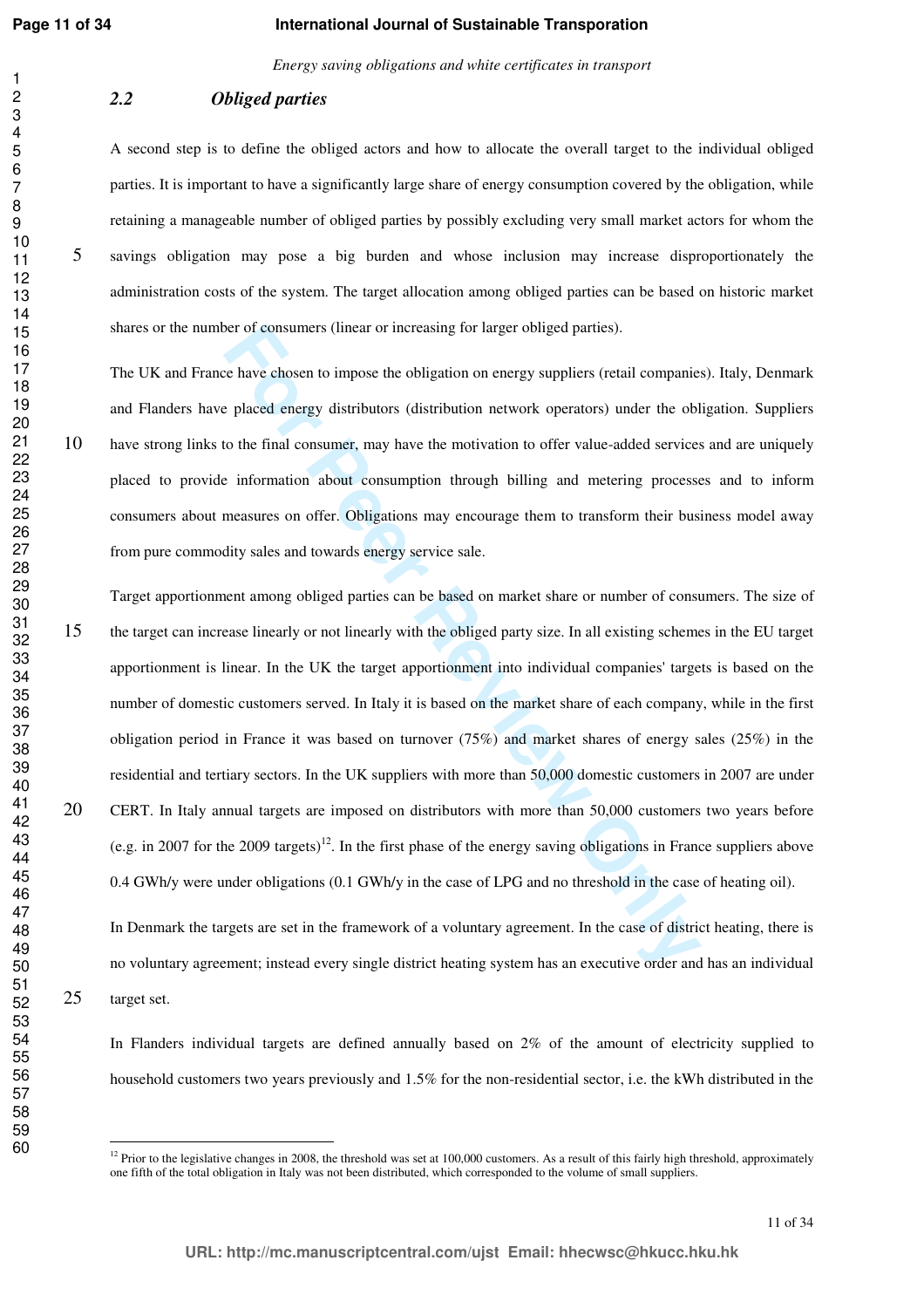## 2.2 *Obliged parties*

A second step is to define the obliged actors and how to allocate the overall target to the individual obliged parties. It is important to have a significantly large share of energy consumption covered by the obligation, while retaining a manageable number of obliged parties by possibly excluding very small market actors for whom the savings obligation may pose a big burden and whose inclusion may increase disproportionately the administration costs of the system. The target allocation among obliged parties can be based on historic market shares or the number of consumers (linear or increasing for larger obliged parties).

The UK and France have chosen to impose the obligation on energy suppliers (retail companies). Italy, Denmark and Flanders have placed energy distributors (distribution network operators) under the obligation. Suppliers have strong links to the final consumer, may have the motivation to offer value-added services and are uniquely placed to provide information about consumption through billing and metering processes and to inform consumers about measures on offer. Obligations may encourage them to transform their business model away from pure commodity sales and towards energy service sale.

Target apportionment among obliged parties can be based on market share or number of consumers. The size of the target can increase linearly or not linearly with the obliged party size. In all existing schemes in the EU target apportionment is linear. In the UK the target apportionment into individual companies' targets is based on the number of domestic customers served. In Italy it is based on the market share of each company, while in the first obligation period in France it was based on turnover (75%) and market shares of energy sales (25%) in the residential and tertiary sectors. In the UK suppliers with more than 50,000 domestic customers in 2007 are under CERT. In Italy annual targets are imposed on distributors with more than 50,000 customers two years before (e.g. in 2007 for the 2009 targets)[12]. In the first phase of the energy saving obligations in France suppliers above 0.4 GWh/y were under obligations (0.1 GWh/y in the case of LPG and no threshold in the case of heating oil).

In Denmark the targets are set in the framework of a voluntary agreement. In the case of district heating, there is no voluntary agreement; instead every single district heating system has an executive order and has an individual target set.

In Flanders individual targets are defined annually based on 2% of the amount of electricity supplied to household customers two years previously and 1.5% for the non-residential sector, i.e. the kWh distributed in the

---

[12] Prior to the legislative changes in 2008, the threshold was set at 100,000 customers. As a result of this fairly high threshold, approximately one fifth of the total obligation in Italy was not been distributed, which corresponded to the volume of small suppliers.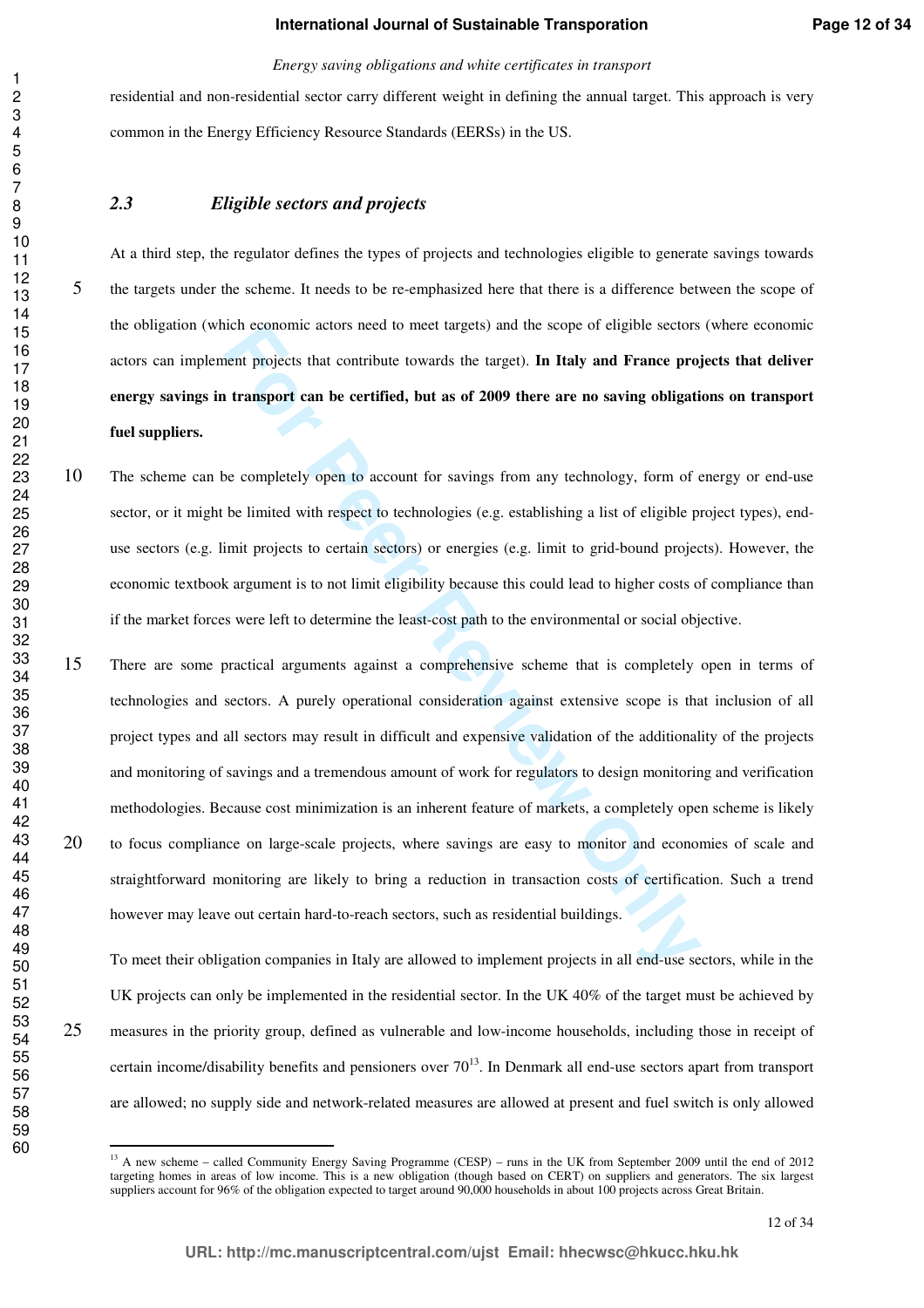residential and non-residential sector carry different weight in defining the annual target. This approach is very common in the Energy Efficiency Resource Standards (EERSs) in the US.

### 2.3 Eligible sectors and projects

At a third step, the regulator defines the types of projects and technologies eligible to generate savings towards the targets under the scheme. It needs to be re-emphasized here that there is a difference between the scope of the obligation (which economic actors need to meet targets) and the scope of eligible sectors (where economic actors can implement projects that contribute towards the target). **In Italy and France projects that deliver energy savings in transport can be certified, but as of 2009 there are no saving obligations on transport fuel suppliers.**

The scheme can be completely open to account for savings from any technology, form of energy or end-use sector, or it might be limited with respect to technologies (e.g. establishing a list of eligible project types), end-use sectors (e.g. limit projects to certain sectors) or energies (e.g. limit to grid-bound projects). However, the economic textbook argument is to not limit eligibility because this could lead to higher costs of compliance than if the market forces were left to determine the least-cost path to the environmental or social objective.

There are some practical arguments against a comprehensive scheme that is completely open in terms of technologies and sectors. A purely operational consideration against extensive scope is that inclusion of all project types and all sectors may result in difficult and expensive validation of the additionality of the projects and monitoring of savings and a tremendous amount of work for regulators to design monitoring and verification methodologies. Because cost minimization is an inherent feature of markets, a completely open scheme is likely to focus compliance on large-scale projects, where savings are easy to monitor and economies of scale and straightforward monitoring are likely to bring a reduction in transaction costs of certification. Such a trend however may leave out certain hard-to-reach sectors, such as residential buildings.

To meet their obligation companies in Italy are allowed to implement projects in all end-use sectors, while in the UK projects can only be implemented in the residential sector. In the UK 40% of the target must be achieved by measures in the priority group, defined as vulnerable and low-income households, including those in receipt of certain income/disability benefits and pensioners over 70[13]. In Denmark all end-use sectors apart from transport are allowed; no supply side and network-related measures are allowed at present and fuel switch is only allowed

[13] A new scheme – called Community Energy Saving Programme (CESP) – runs in the UK from September 2009 until the end of 2012 targeting homes in areas of low income. This is a new obligation (though based on CERT) on suppliers and generators. The six largest suppliers account for 96% of the obligation expected to target around 90,000 households in about 100 projects across Great Britain.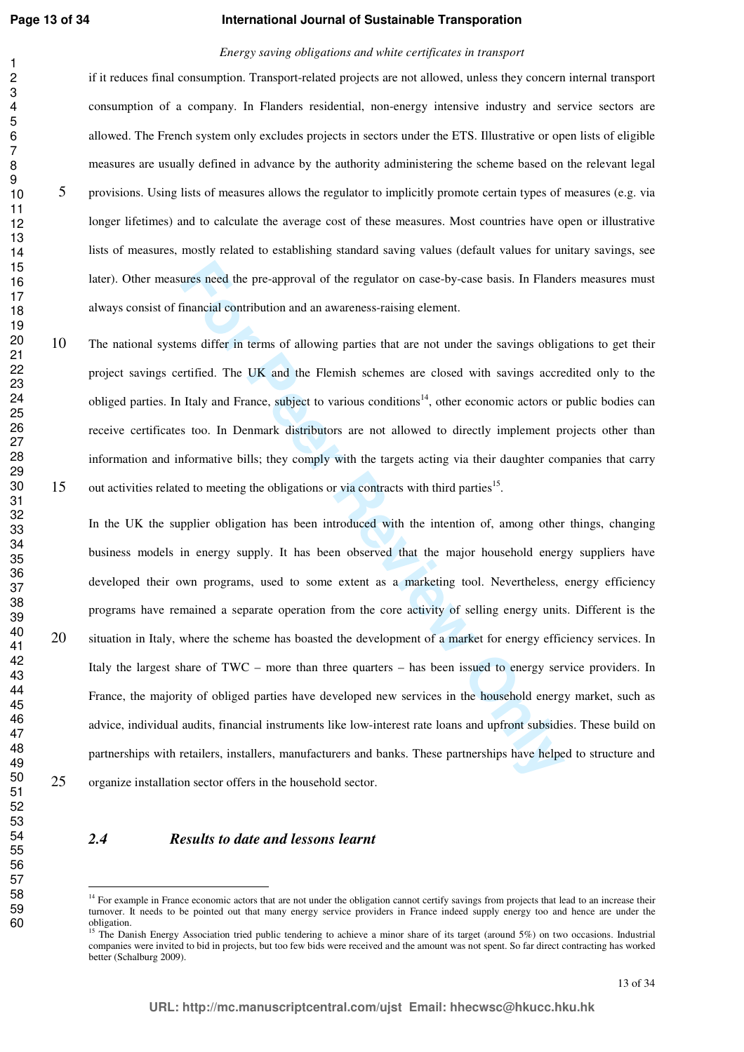if it reduces final consumption. Transport-related projects are not allowed, unless they concern internal transport consumption of a company. In Flanders residential, non-energy intensive industry and service sectors are allowed. The French system only excludes projects in sectors under the ETS. Illustrative or open lists of eligible measures are usually defined in advance by the authority administering the scheme based on the relevant legal provisions. Using lists of measures allows the regulator to implicitly promote certain types of measures (e.g. via longer lifetimes) and to calculate the average cost of these measures. Most countries have open or illustrative lists of measures, mostly related to establishing standard saving values (default values for unitary savings, see later). Other measures need the pre-approval of the regulator on case-by-case basis. In Flanders measures must always consist of financial contribution and an awareness-raising element.

The national systems differ in terms of allowing parties that are not under the savings obligations to get their project savings certified. The UK and the Flemish schemes are closed with savings accredited only to the obliged parties. In Italy and France, subject to various conditions[14], other economic actors or public bodies can receive certificates too. In Denmark distributors are not allowed to directly implement projects other than information and informative bills; they comply with the targets acting via their daughter companies that carry out activities related to meeting the obligations or via contracts with third parties[15].

In the UK the supplier obligation has been introduced with the intention of, among other things, changing business models in energy supply. It has been observed that the major household energy suppliers have developed their own programs, used to some extent as a marketing tool. Nevertheless, energy efficiency programs have remained a separate operation from the core activity of selling energy units. Different is the situation in Italy, where the scheme has boasted the development of a market for energy efficiency services. In Italy the largest share of TWC – more than three quarters – has been issued to energy service providers. In France, the majority of obliged parties have developed new services in the household energy market, such as advice, individual audits, financial instruments like low-interest rate loans and upfront subsidies. These build on partnerships with retailers, installers, manufacturers and banks. These partnerships have helped to structure and organize installation sector offers in the household sector.

### *2.4 Results to date and lessons learnt*

---

[14] For example in France economic actors that are not under the obligation cannot certify savings from projects that lead to an increase their turnover. It needs to be pointed out that many energy service providers in France indeed supply energy too and hence are under the obligation.

[15] The Danish Energy Association tried public tendering to achieve a minor share of its target (around 5%) on two occasions. Industrial companies were invited to bid in projects, but too few bids were received and the amount was not spent. So far direct contracting has worked better (Schalburg 2009).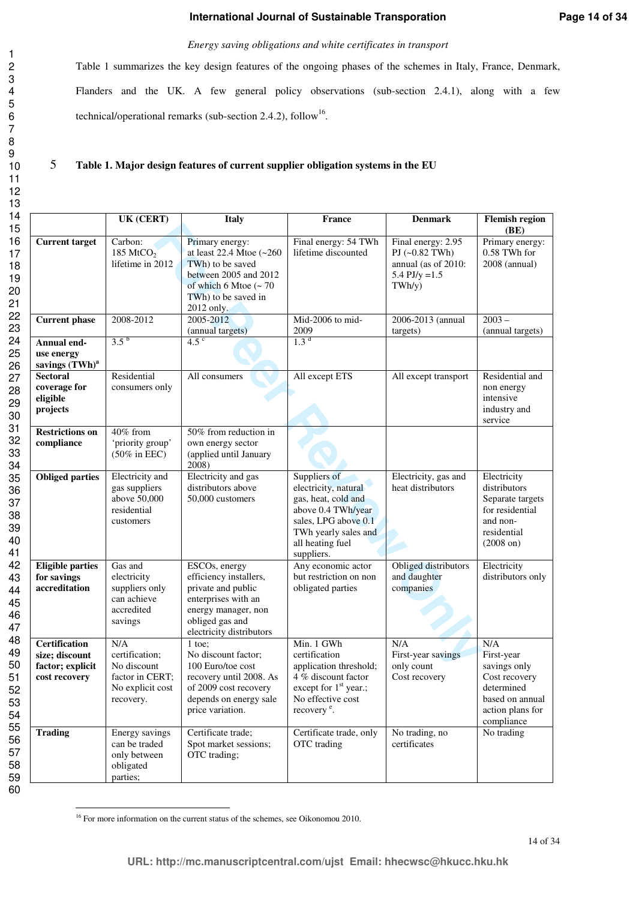Table 1 summarizes the key design features of the ongoing phases of the schemes in Italy, France, Denmark, Flanders and the UK. A few general policy observations (sub-section 2.4.1), along with a few technical/operational remarks (sub-section 2.4.2), follow[16].

**Table 1. Major design features of current supplier obligation systems in the EU**

| | UK (CERT) | Italy | France | Denmark | Flemish region (BE) |
|---|---|---|---|---|---|
| **Current target** | Carbon: 185 $MtCO_2$ lifetime in 2012 | Primary energy: at least 22.4 Mtoe (~260 TWh) to be saved between 2005 and 2012 of which 6 Mtoe (~ 70 TWh) to be saved in 2012 only. | Final energy: 54 TWh lifetime discounted | Final energy: 2.95 PJ (~0.82 TWh) annual (as of 2010: 5.4 PJ/y =1.5 TWh/y) | Primary energy: 0.58 TWh for 2008 (annual) |
| **Current phase** | 2008-2012 | 2005-2012 (annual targets) | Mid-2006 to mid-2009 | 2006-2013 (annual targets) | 2003 – (annual targets) |
| **Annual end-use energy savings (TWh)[a]** | 3.5 [b] | 4.5 [c] | 1.3 [d] | | |
| **Sectoral coverage for eligible projects** | Residential consumers only | All consumers | All except ETS | All except transport | Residential and non energy intensive industry and service |
| **Restrictions on compliance** | 40% from 'priority group' (50% in EEC) | 50% from reduction in own energy sector (applied until January 2008) | | | |
| **Obliged parties** | Electricity and gas suppliers above 50,000 residential customers | Electricity and gas distributors above 50,000 customers | Suppliers of electricity, natural gas, heat, cold and above 0.4 TWh/year sales, LPG above 0.1 TWh yearly sales and all heating fuel suppliers. | Electricity, gas and heat distributors | Electricity distributors Separate targets for residential and non-residential (2008 on) |
| **Eligible parties for savings accreditation** | Gas and electricity suppliers only can achieve accredited savings | ESCOs, energy efficiency installers, private and public enterprises with an energy manager, non obliged gas and electricity distributors | Any economic actor but restriction on non obligated parties | Obliged distributors and daughter companies | Electricity distributors only |
| **Certification size; discount factor; explicit cost recovery** | N/A certification; No discount factor in CERT; No explicit cost recovery. | 1 toe; No discount factor; 100 Euro/toe cost recovery until 2008. As of 2009 cost recovery depends on energy sale price variation. | Min. 1 GWh certification application threshold; 4 % discount factor except for 1[st] year.; No effective cost recovery [e]. | N/A First-year savings only count Cost recovery | N/A First-year savings only count Cost recovery determined based on annual action plans for compliance |
| **Trading** | Energy savings can be traded only between obligated parties; | Certificate trade; Spot market sessions; OTC trading; | Certificate trade, only OTC trading | No trading, no certificates | No trading |

[16] For more information on the current status of the schemes, see Oikonomou 2010.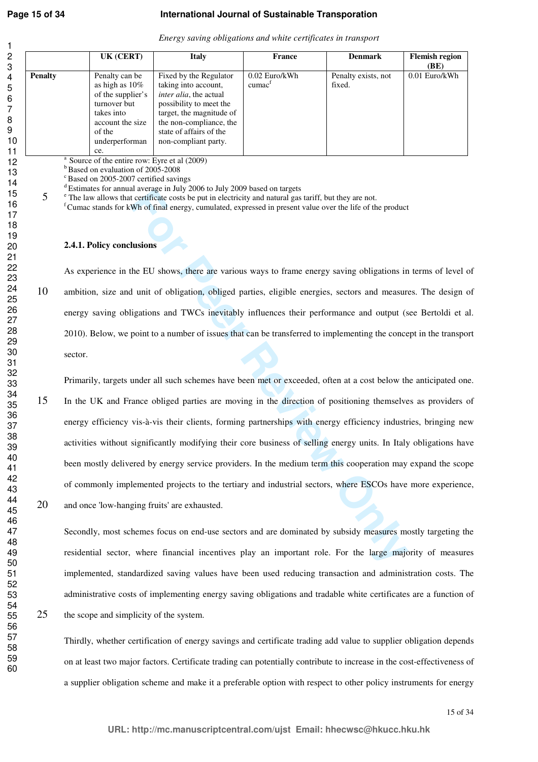*Energy saving obligations and white certificates in transport*

| | UK (CERT) | Italy | France | Denmark | Flemish region (BE) |
|---|---|---|---|---|---|
| **Penalty** | Penalty can be as high as 10% of the supplier's turnover but takes into account the size of the underperformance. | Fixed by the Regulator taking into account, *inter alia*, the actual possibility to meet the target, the magnitude of the non-compliance, the state of affairs of the non-compliant party. | 0.02 Euro/kWh cumac[f] | Penalty exists, not fixed. | 0.01 Euro/kWh |

[a] Source of the entire row: Eyre et al (2009)
[b] Based on evaluation of 2005-2008
[c] Based on 2005-2007 certified savings
[d] Estimates for annual average in July 2006 to July 2009 based on targets
[e] The law allows that certificate costs be put in electricity and natural gas tariff, but they are not.
[f] Cumac stands for kWh of final energy, cumulated, expressed in present value over the life of the product

#### 2.4.1. Policy conclusions

As experience in the EU shows, there are various ways to frame energy saving obligations in terms of level of ambition, size and unit of obligation, obliged parties, eligible energies, sectors and measures. The design of energy saving obligations and TWCs inevitably influences their performance and output (see Bertoldi et al. 2010). Below, we point to a number of issues that can be transferred to implementing the concept in the transport sector.

Primarily, targets under all such schemes have been met or exceeded, often at a cost below the anticipated one. In the UK and France obliged parties are moving in the direction of positioning themselves as providers of energy efficiency vis-à-vis their clients, forming partnerships with energy efficiency industries, bringing new activities without significantly modifying their core business of selling energy units. In Italy obligations have been mostly delivered by energy service providers. In the medium term this cooperation may expand the scope of commonly implemented projects to the tertiary and industrial sectors, where ESCOs have more experience, and once 'low-hanging fruits' are exhausted.

Secondly, most schemes focus on end-use sectors and are dominated by subsidy measures mostly targeting the residential sector, where financial incentives play an important role. For the large majority of measures implemented, standardized saving values have been used reducing transaction and administration costs. The administrative costs of implementing energy saving obligations and tradable white certificates are a function of the scope and simplicity of the system.

Thirdly, whether certification of energy savings and certificate trading add value to supplier obligation depends on at least two major factors. Certificate trading can potentially contribute to increase in the cost-effectiveness of a supplier obligation scheme and make it a preferable option with respect to other policy instruments for energy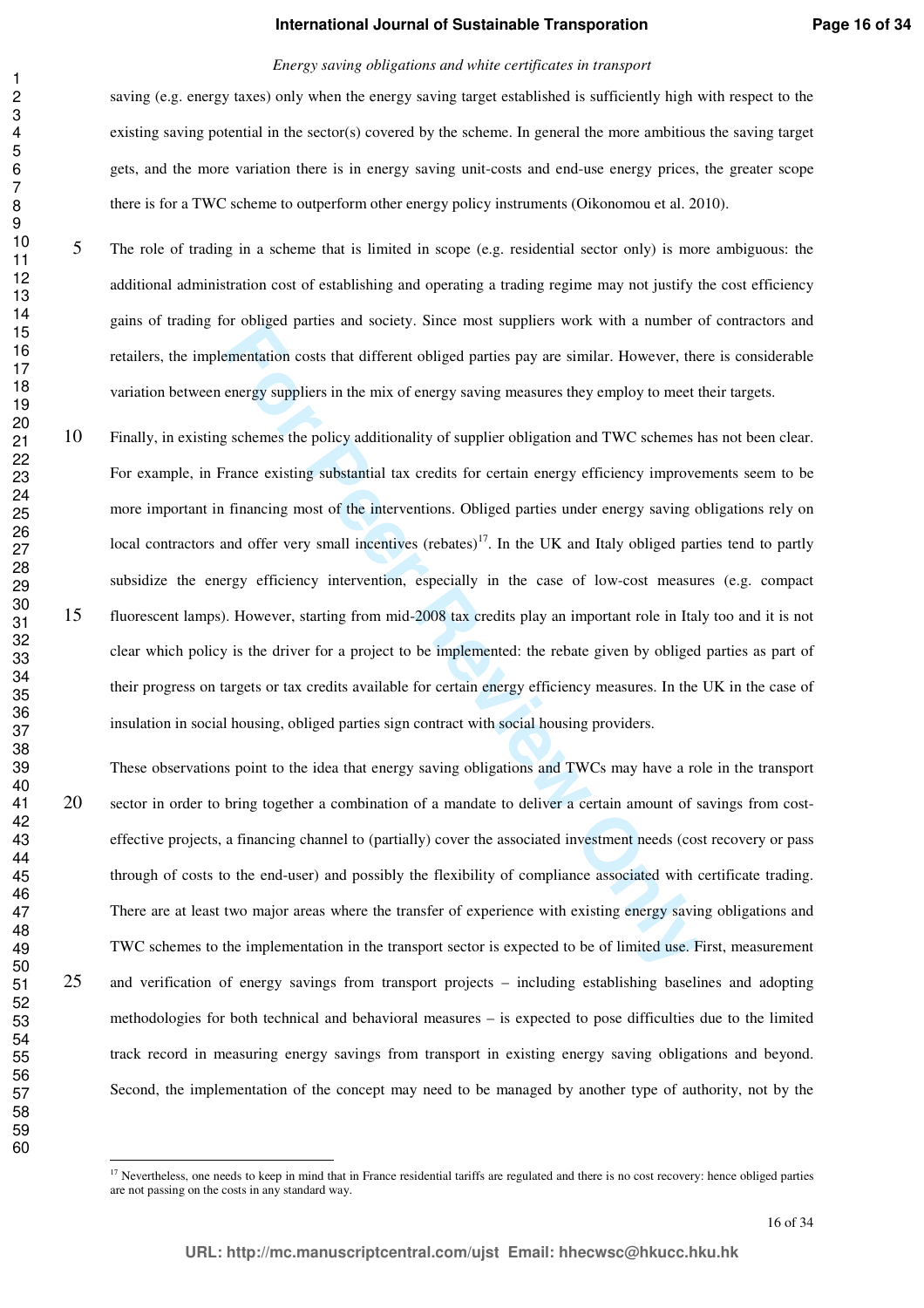saving (e.g. energy taxes) only when the energy saving target established is sufficiently high with respect to the existing saving potential in the sector(s) covered by the scheme. In general the more ambitious the saving target gets, and the more variation there is in energy saving unit-costs and end-use energy prices, the greater scope there is for a TWC scheme to outperform other energy policy instruments (Oikonomou et al. 2010).

The role of trading in a scheme that is limited in scope (e.g. residential sector only) is more ambiguous: the additional administration cost of establishing and operating a trading regime may not justify the cost efficiency gains of trading for obliged parties and society. Since most suppliers work with a number of contractors and retailers, the implementation costs that different obliged parties pay are similar. However, there is considerable variation between energy suppliers in the mix of energy saving measures they employ to meet their targets.

Finally, in existing schemes the policy additionality of supplier obligation and TWC schemes has not been clear. For example, in France existing substantial tax credits for certain energy efficiency improvements seem to be more important in financing most of the interventions. Obliged parties under energy saving obligations rely on local contractors and offer very small incentives (rebates)[17]. In the UK and Italy obliged parties tend to partly subsidize the energy efficiency intervention, especially in the case of low-cost measures (e.g. compact fluorescent lamps). However, starting from mid-2008 tax credits play an important role in Italy too and it is not clear which policy is the driver for a project to be implemented: the rebate given by obliged parties as part of their progress on targets or tax credits available for certain energy efficiency measures. In the UK in the case of insulation in social housing, obliged parties sign contract with social housing providers.

These observations point to the idea that energy saving obligations and TWCs may have a role in the transport sector in order to bring together a combination of a mandate to deliver a certain amount of savings from cost-effective projects, a financing channel to (partially) cover the associated investment needs (cost recovery or pass through of costs to the end-user) and possibly the flexibility of compliance associated with certificate trading. There are at least two major areas where the transfer of experience with existing energy saving obligations and TWC schemes to the implementation in the transport sector is expected to be of limited use. First, measurement and verification of energy savings from transport projects – including establishing baselines and adopting methodologies for both technical and behavioral measures – is expected to pose difficulties due to the limited track record in measuring energy savings from transport in existing energy saving obligations and beyond. Second, the implementation of the concept may need to be managed by another type of authority, not by the

[17] Nevertheless, one needs to keep in mind that in France residential tariffs are regulated and there is no cost recovery: hence obliged parties are not passing on the costs in any standard way.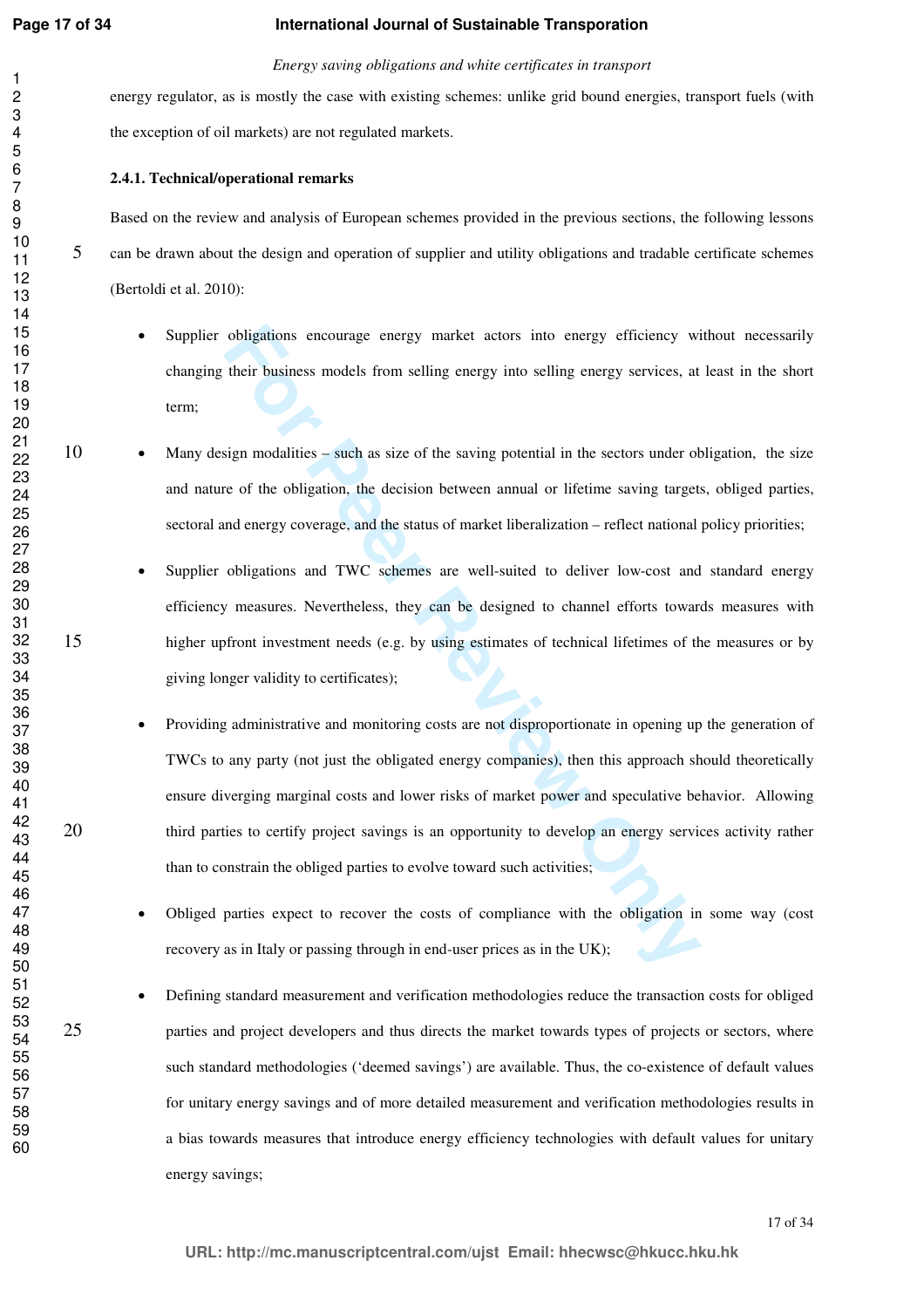energy regulator, as is mostly the case with existing schemes: unlike grid bound energies, transport fuels (with the exception of oil markets) are not regulated markets.

#### 2.4.1. Technical/operational remarks

Based on the review and analysis of European schemes provided in the previous sections, the following lessons can be drawn about the design and operation of supplier and utility obligations and tradable certificate schemes (Bertoldi et al. 2010):

- Supplier obligations encourage energy market actors into energy efficiency without necessarily changing their business models from selling energy into selling energy services, at least in the short term;
- Many design modalities – such as size of the saving potential in the sectors under obligation, the size and nature of the obligation, the decision between annual or lifetime saving targets, obliged parties, sectoral and energy coverage, and the status of market liberalization – reflect national policy priorities;
- Supplier obligations and TWC schemes are well-suited to deliver low-cost and standard energy efficiency measures. Nevertheless, they can be designed to channel efforts towards measures with higher upfront investment needs (e.g. by using estimates of technical lifetimes of the measures or by giving longer validity to certificates);
- Providing administrative and monitoring costs are not disproportionate in opening up the generation of TWCs to any party (not just the obligated energy companies), then this approach should theoretically ensure diverging marginal costs and lower risks of market power and speculative behavior. Allowing third parties to certify project savings is an opportunity to develop an energy services activity rather than to constrain the obliged parties to evolve toward such activities;
- Obliged parties expect to recover the costs of compliance with the obligation in some way (cost recovery as in Italy or passing through in end-user prices as in the UK);
- Defining standard measurement and verification methodologies reduce the transaction costs for obliged parties and project developers and thus directs the market towards types of projects or sectors, where such standard methodologies ('deemed savings') are available. Thus, the co-existence of default values for unitary energy savings and of more detailed measurement and verification methodologies results in a bias towards measures that introduce energy efficiency technologies with default values for unitary energy savings;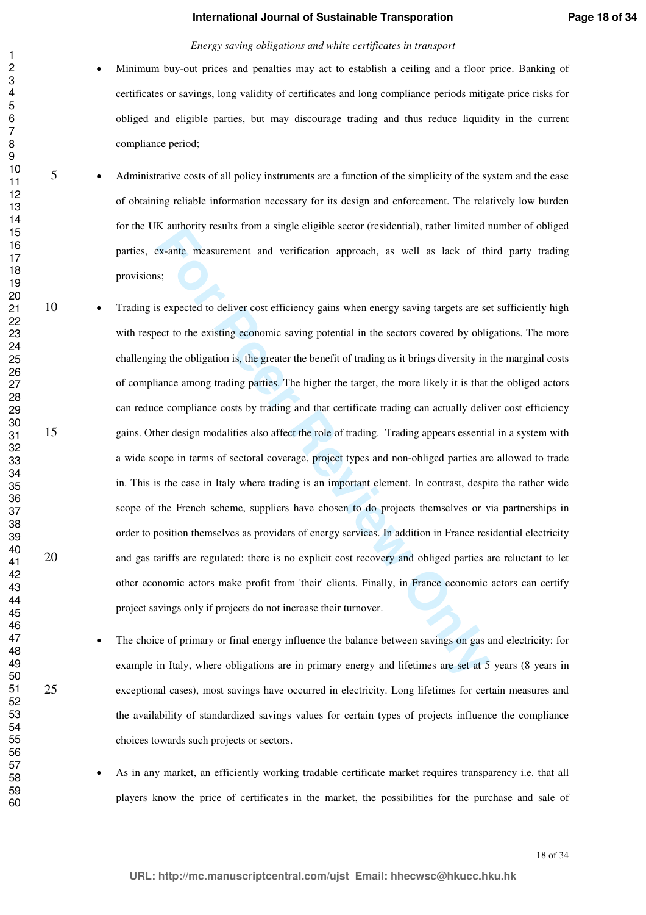- Minimum buy-out prices and penalties may act to establish a ceiling and a floor price. Banking of certificates or savings, long validity of certificates and long compliance periods mitigate price risks for obliged and eligible parties, but may discourage trading and thus reduce liquidity in the current compliance period;

- Administrative costs of all policy instruments are a function of the simplicity of the system and the ease of obtaining reliable information necessary for its design and enforcement. The relatively low burden for the UK authority results from a single eligible sector (residential), rather limited number of obliged parties, ex-ante measurement and verification approach, as well as lack of third party trading provisions;

- Trading is expected to deliver cost efficiency gains when energy saving targets are set sufficiently high with respect to the existing economic saving potential in the sectors covered by obligations. The more challenging the obligation is, the greater the benefit of trading as it brings diversity in the marginal costs of compliance among trading parties. The higher the target, the more likely it is that the obliged actors can reduce compliance costs by trading and that certificate trading can actually deliver cost efficiency gains. Other design modalities also affect the role of trading. Trading appears essential in a system with a wide scope in terms of sectoral coverage, project types and non-obliged parties are allowed to trade in. This is the case in Italy where trading is an important element. In contrast, despite the rather wide scope of the French scheme, suppliers have chosen to do projects themselves or via partnerships in order to position themselves as providers of energy services. In addition in France residential electricity and gas tariffs are regulated: there is no explicit cost recovery and obliged parties are reluctant to let other economic actors make profit from 'their' clients. Finally, in France economic actors can certify project savings only if projects do not increase their turnover.

- The choice of primary or final energy influence the balance between savings on gas and electricity: for example in Italy, where obligations are in primary energy and lifetimes are set at 5 years (8 years in exceptional cases), most savings have occurred in electricity. Long lifetimes for certain measures and the availability of standardized savings values for certain types of projects influence the compliance choices towards such projects or sectors.

- As in any market, an efficiently working tradable certificate market requires transparency i.e. that all players know the price of certificates in the market, the possibilities for the purchase and sale of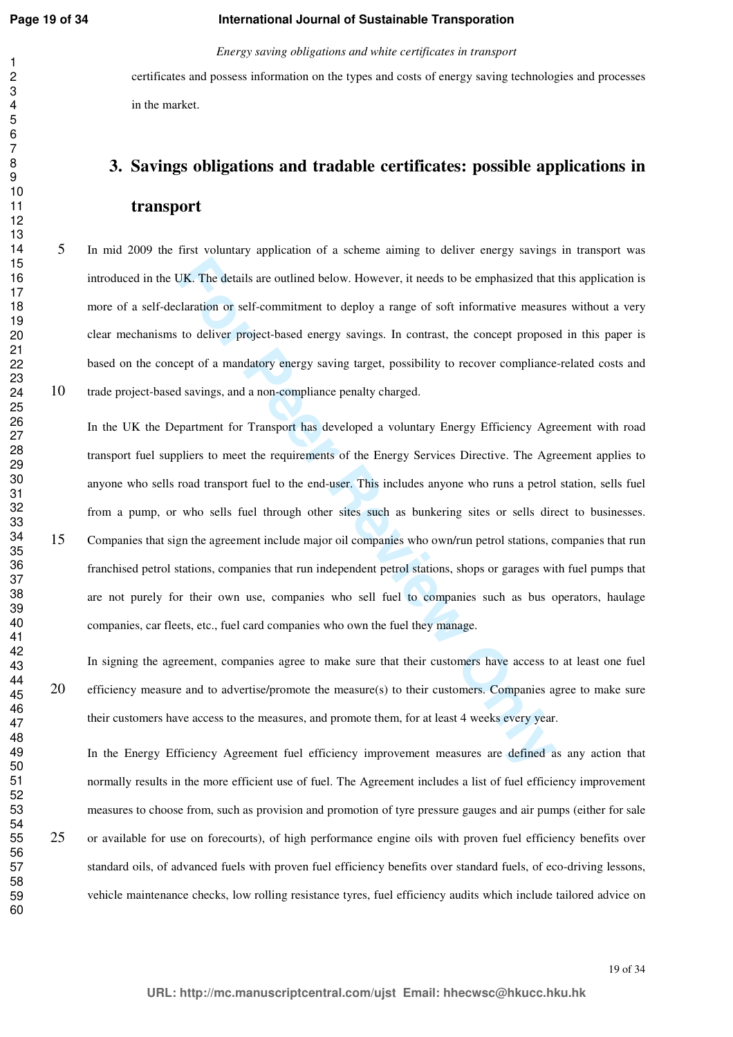certificates and possess information on the types and costs of energy saving technologies and processes in the market.

## 3. Savings obligations and tradable certificates: possible applications in transport

In mid 2009 the first voluntary application of a scheme aiming to deliver energy savings in transport was introduced in the UK. The details are outlined below. However, it needs to be emphasized that this application is more of a self-declaration or self-commitment to deploy a range of soft informative measures without a very clear mechanisms to deliver project-based energy savings. In contrast, the concept proposed in this paper is based on the concept of a mandatory energy saving target, possibility to recover compliance-related costs and trade project-based savings, and a non-compliance penalty charged.

In the UK the Department for Transport has developed a voluntary Energy Efficiency Agreement with road transport fuel suppliers to meet the requirements of the Energy Services Directive. The Agreement applies to anyone who sells road transport fuel to the end-user. This includes anyone who runs a petrol station, sells fuel from a pump, or who sells fuel through other sites such as bunkering sites or sells direct to businesses. Companies that sign the agreement include major oil companies who own/run petrol stations, companies that run franchised petrol stations, companies that run independent petrol stations, shops or garages with fuel pumps that are not purely for their own use, companies who sell fuel to companies such as bus operators, haulage companies, car fleets, etc., fuel card companies who own the fuel they manage.

In signing the agreement, companies agree to make sure that their customers have access to at least one fuel efficiency measure and to advertise/promote the measure(s) to their customers. Companies agree to make sure their customers have access to the measures, and promote them, for at least 4 weeks every year.

In the Energy Efficiency Agreement fuel efficiency improvement measures are defined as any action that normally results in the more efficient use of fuel. The Agreement includes a list of fuel efficiency improvement measures to choose from, such as provision and promotion of tyre pressure gauges and air pumps (either for sale or available for use on forecourts), of high performance engine oils with proven fuel efficiency benefits over standard oils, of advanced fuels with proven fuel efficiency benefits over standard fuels, of eco-driving lessons, vehicle maintenance checks, low rolling resistance tyres, fuel efficiency audits which include tailored advice on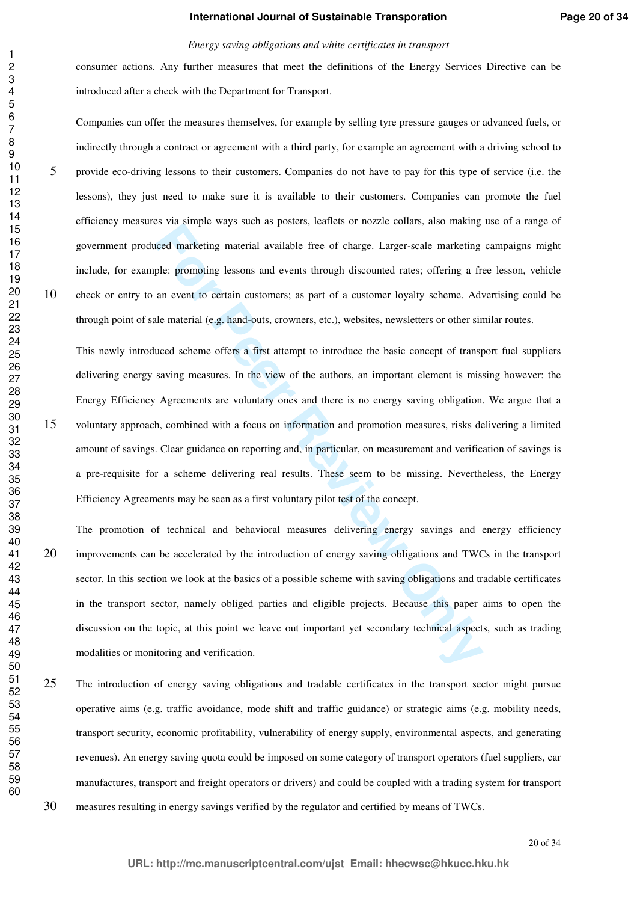consumer actions. Any further measures that meet the definitions of the Energy Services Directive can be introduced after a check with the Department for Transport.

Companies can offer the measures themselves, for example by selling tyre pressure gauges or advanced fuels, or indirectly through a contract or agreement with a third party, for example an agreement with a driving school to provide eco-driving lessons to their customers. Companies do not have to pay for this type of service (i.e. the lessons), they just need to make sure it is available to their customers. Companies can promote the fuel efficiency measures via simple ways such as posters, leaflets or nozzle collars, also making use of a range of government produced marketing material available free of charge. Larger-scale marketing campaigns might include, for example: promoting lessons and events through discounted rates; offering a free lesson, vehicle check or entry to an event to certain customers; as part of a customer loyalty scheme. Advertising could be through point of sale material (e.g. hand-outs, crowners, etc.), websites, newsletters or other similar routes.

This newly introduced scheme offers a first attempt to introduce the basic concept of transport fuel suppliers delivering energy saving measures. In the view of the authors, an important element is missing however: the Energy Efficiency Agreements are voluntary ones and there is no energy saving obligation. We argue that a voluntary approach, combined with a focus on information and promotion measures, risks delivering a limited amount of savings. Clear guidance on reporting and, in particular, on measurement and verification of savings is a pre-requisite for a scheme delivering real results. These seem to be missing. Nevertheless, the Energy Efficiency Agreements may be seen as a first voluntary pilot test of the concept.

The promotion of technical and behavioral measures delivering energy savings and energy efficiency improvements can be accelerated by the introduction of energy saving obligations and TWCs in the transport sector. In this section we look at the basics of a possible scheme with saving obligations and tradable certificates in the transport sector, namely obliged parties and eligible projects. Because this paper aims to open the discussion on the topic, at this point we leave out important yet secondary technical aspects, such as trading modalities or monitoring and verification.

The introduction of energy saving obligations and tradable certificates in the transport sector might pursue operative aims (e.g. traffic avoidance, mode shift and traffic guidance) or strategic aims (e.g. mobility needs, transport security, economic profitability, vulnerability of energy supply, environmental aspects, and generating revenues). An energy saving quota could be imposed on some category of transport operators (fuel suppliers, car manufactures, transport and freight operators or drivers) and could be coupled with a trading system for transport measures resulting in energy savings verified by the regulator and certified by means of TWCs.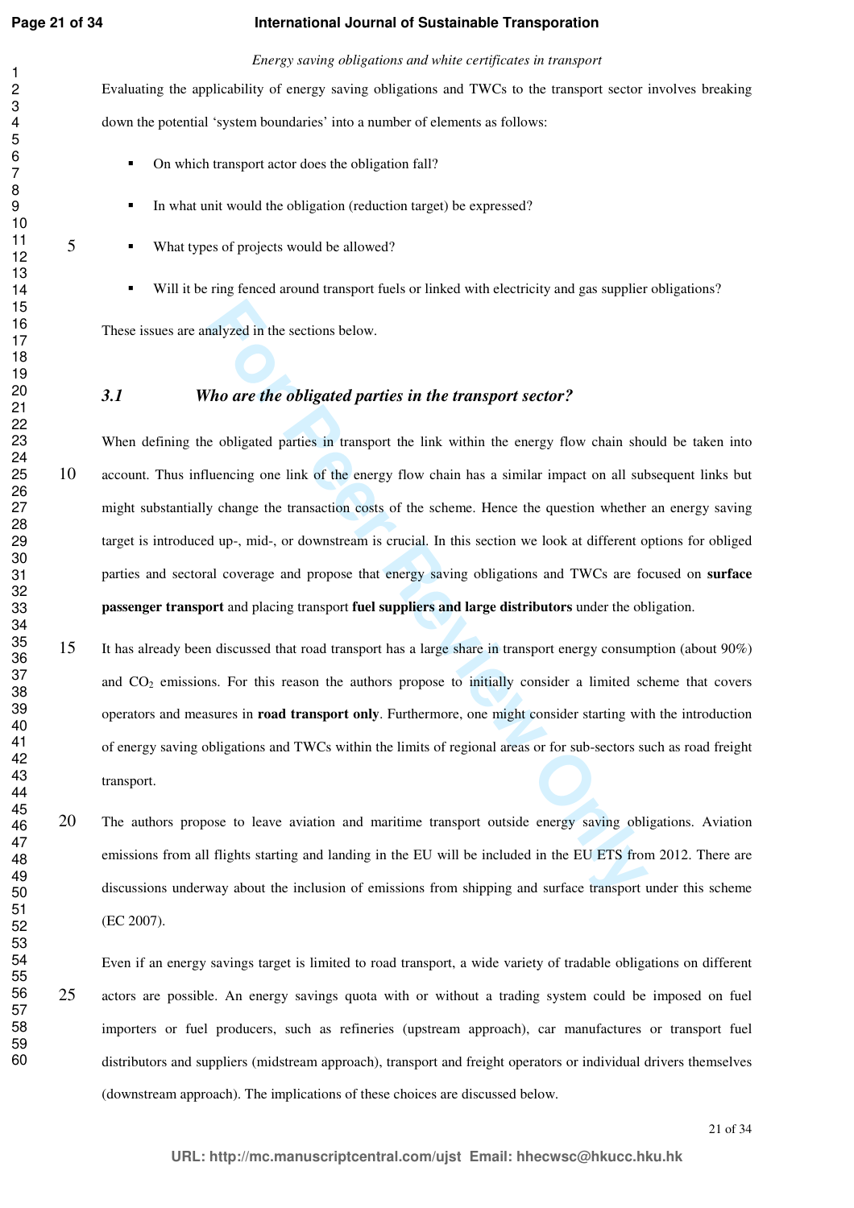Evaluating the applicability of energy saving obligations and TWCs to the transport sector involves breaking down the potential 'system boundaries' into a number of elements as follows:

- On which transport actor does the obligation fall?
- In what unit would the obligation (reduction target) be expressed?
- What types of projects would be allowed?
- Will it be ring fenced around transport fuels or linked with electricity and gas supplier obligations?

These issues are analyzed in the sections below.

### *3.1 Who are the obligated parties in the transport sector?*

When defining the obligated parties in transport the link within the energy flow chain should be taken into account. Thus influencing one link of the energy flow chain has a similar impact on all subsequent links but might substantially change the transaction costs of the scheme. Hence the question whether an energy saving target is introduced up-, mid-, or downstream is crucial. In this section we look at different options for obliged parties and sectoral coverage and propose that energy saving obligations and TWCs are focused on **surface passenger transport** and placing transport **fuel suppliers and large distributors** under the obligation.

It has already been discussed that road transport has a large share in transport energy consumption (about 90%) and $CO_2$ emissions. For this reason the authors propose to initially consider a limited scheme that covers operators and measures in **road transport only**. Furthermore, one might consider starting with the introduction of energy saving obligations and TWCs within the limits of regional areas or for sub-sectors such as road freight transport.

The authors propose to leave aviation and maritime transport outside energy saving obligations. Aviation emissions from all flights starting and landing in the EU will be included in the EU ETS from 2012. There are discussions underway about the inclusion of emissions from shipping and surface transport under this scheme (EC 2007).

Even if an energy savings target is limited to road transport, a wide variety of tradable obligations on different actors are possible. An energy savings quota with or without a trading system could be imposed on fuel importers or fuel producers, such as refineries (upstream approach), car manufactures or transport fuel distributors and suppliers (midstream approach), transport and freight operators or individual drivers themselves (downstream approach). The implications of these choices are discussed below.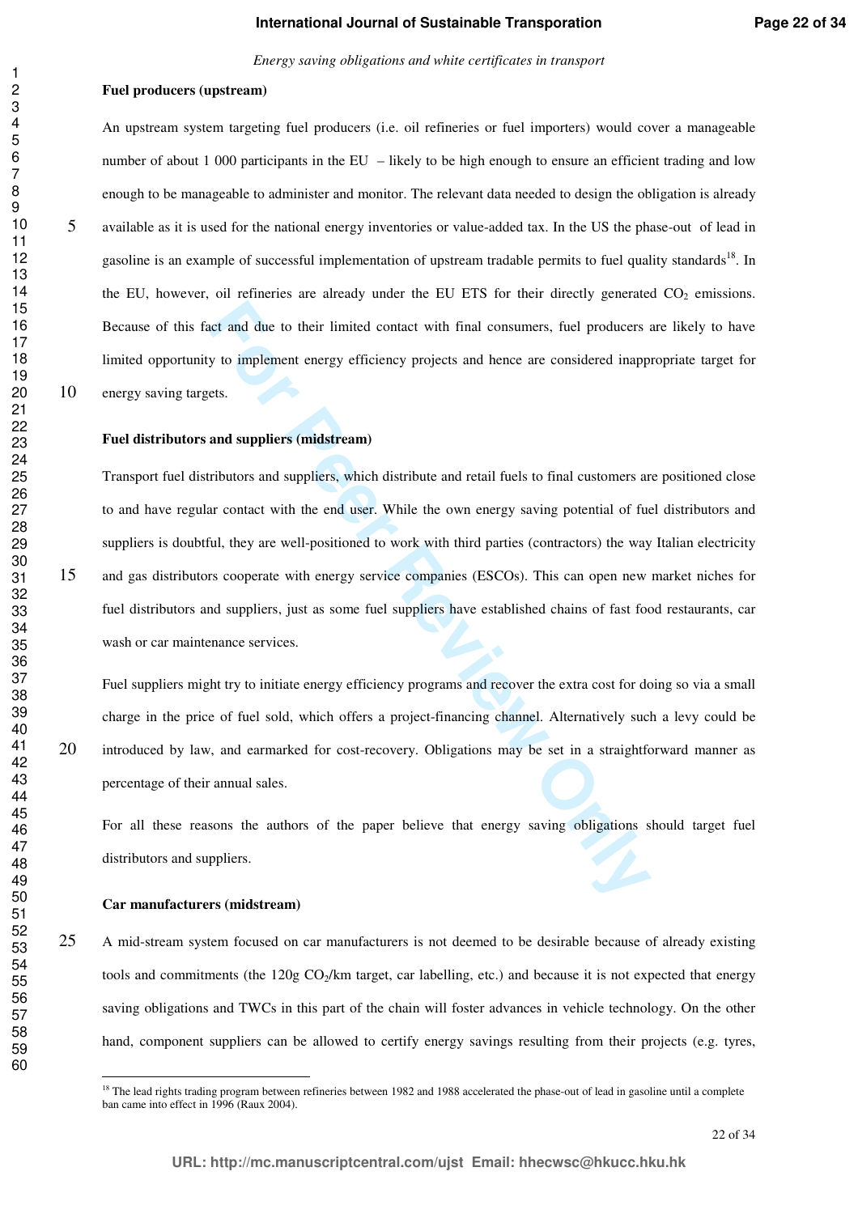**Fuel producers (upstream)**

An upstream system targeting fuel producers (i.e. oil refineries or fuel importers) would cover a manageable number of about 1 000 participants in the EU – likely to be high enough to ensure an efficient trading and low enough to be manageable to administer and monitor. The relevant data needed to design the obligation is already available as it is used for the national energy inventories or value-added tax. In the US the phase-out of lead in gasoline is an example of successful implementation of upstream tradable permits to fuel quality standards[18]. In the EU, however, oil refineries are already under the EU ETS for their directly generated $CO_2$ emissions. Because of this fact and due to their limited contact with final consumers, fuel producers are likely to have limited opportunity to implement energy efficiency projects and hence are considered inappropriate target for energy saving targets.

**Fuel distributors and suppliers (midstream)**

Transport fuel distributors and suppliers, which distribute and retail fuels to final customers are positioned close to and have regular contact with the end user. While the own energy saving potential of fuel distributors and suppliers is doubtful, they are well-positioned to work with third parties (contractors) the way Italian electricity and gas distributors cooperate with energy service companies (ESCOs). This can open new market niches for fuel distributors and suppliers, just as some fuel suppliers have established chains of fast food restaurants, car wash or car maintenance services.

Fuel suppliers might try to initiate energy efficiency programs and recover the extra cost for doing so via a small charge in the price of fuel sold, which offers a project-financing channel. Alternatively such a levy could be introduced by law, and earmarked for cost-recovery. Obligations may be set in a straightforward manner as percentage of their annual sales.

For all these reasons the authors of the paper believe that energy saving obligations should target fuel distributors and suppliers.

**Car manufacturers (midstream)**

A mid-stream system focused on car manufacturers is not deemed to be desirable because of already existing tools and commitments (the 120g $CO_2$/km target, car labelling, etc.) and because it is not expected that energy saving obligations and TWCs in this part of the chain will foster advances in vehicle technology. On the other hand, component suppliers can be allowed to certify energy savings resulting from their projects (e.g. tyres,

[18] The lead rights trading program between refineries between 1982 and 1988 accelerated the phase-out of lead in gasoline until a complete ban came into effect in 1996 (Raux 2004).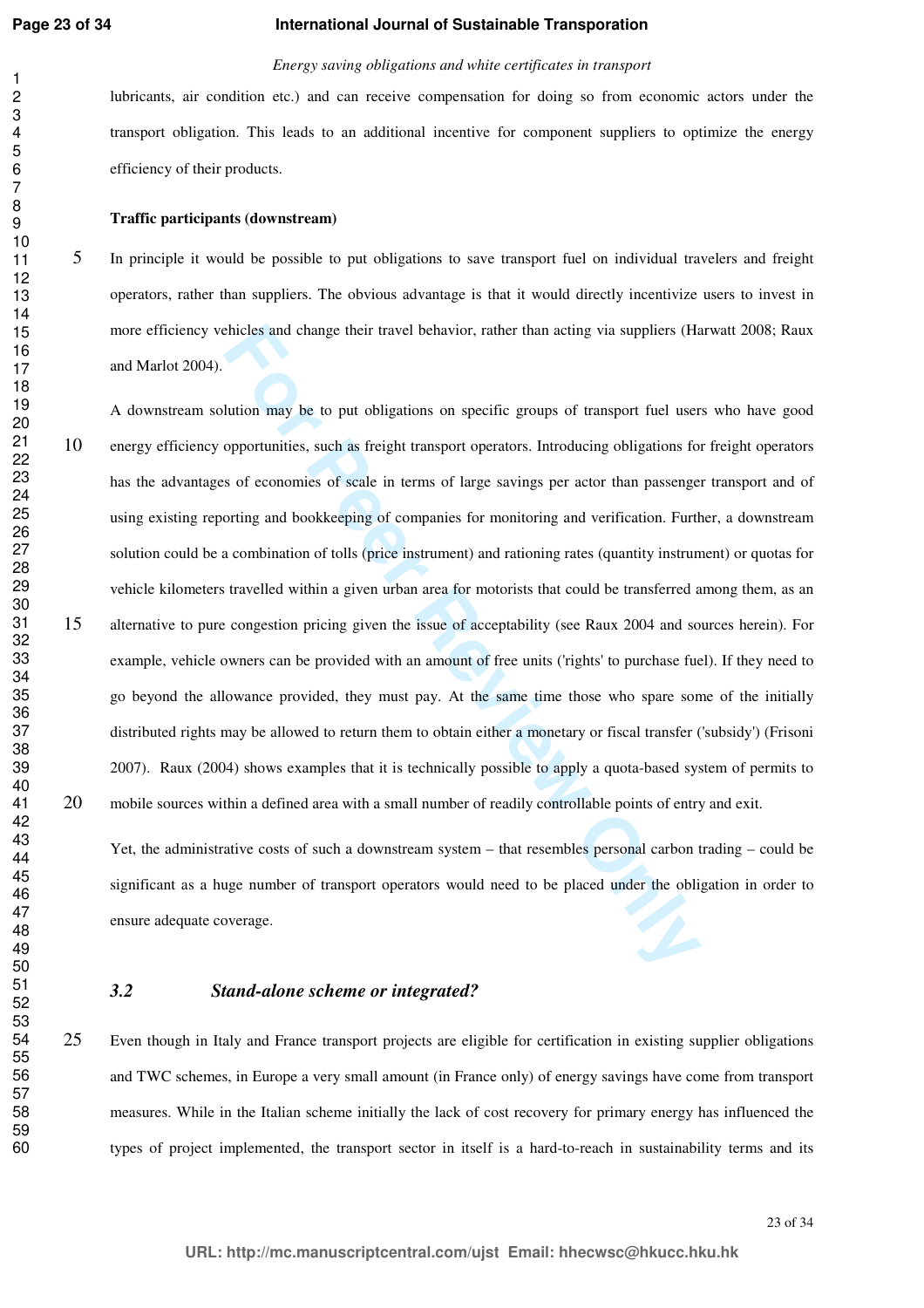lubricants, air condition etc.) and can receive compensation for doing so from economic actors under the transport obligation. This leads to an additional incentive for component suppliers to optimize the energy efficiency of their products.

**Traffic participants (downstream)**

In principle it would be possible to put obligations to save transport fuel on individual travelers and freight operators, rather than suppliers. The obvious advantage is that it would directly incentivize users to invest in more efficiency vehicles and change their travel behavior, rather than acting via suppliers (Harwatt 2008; Raux and Marlot 2004).

A downstream solution may be to put obligations on specific groups of transport fuel users who have good energy efficiency opportunities, such as freight transport operators. Introducing obligations for freight operators has the advantages of economies of scale in terms of large savings per actor than passenger transport and of using existing reporting and bookkeeping of companies for monitoring and verification. Further, a downstream solution could be a combination of tolls (price instrument) and rationing rates (quantity instrument) or quotas for vehicle kilometers travelled within a given urban area for motorists that could be transferred among them, as an alternative to pure congestion pricing given the issue of acceptability (see Raux 2004 and sources herein). For example, vehicle owners can be provided with an amount of free units ('rights' to purchase fuel). If they need to go beyond the allowance provided, they must pay. At the same time those who spare some of the initially distributed rights may be allowed to return them to obtain either a monetary or fiscal transfer ('subsidy') (Frisoni 2007). Raux (2004) shows examples that it is technically possible to apply a quota-based system of permits to mobile sources within a defined area with a small number of readily controllable points of entry and exit.

Yet, the administrative costs of such a downstream system – that resembles personal carbon trading – could be significant as a huge number of transport operators would need to be placed under the obligation in order to ensure adequate coverage.

## *3.2 Stand-alone scheme or integrated?*

Even though in Italy and France transport projects are eligible for certification in existing supplier obligations and TWC schemes, in Europe a very small amount (in France only) of energy savings have come from transport measures. While in the Italian scheme initially the lack of cost recovery for primary energy has influenced the types of project implemented, the transport sector in itself is a hard-to-reach in sustainability terms and its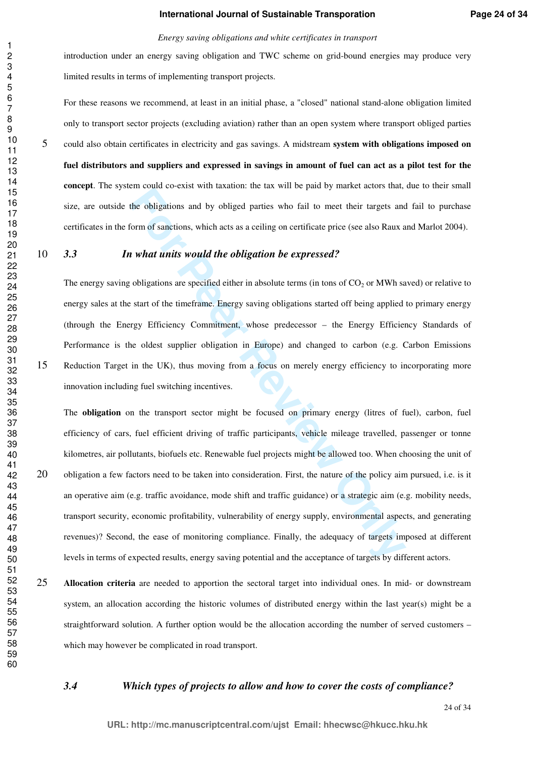introduction under an energy saving obligation and TWC scheme on grid-bound energies may produce very limited results in terms of implementing transport projects.

For these reasons we recommend, at least in an initial phase, a "closed" national stand-alone obligation limited only to transport sector projects (excluding aviation) rather than an open system where transport obliged parties could also obtain certificates in electricity and gas savings. A midstream **system with obligations imposed on fuel distributors and suppliers and expressed in savings in amount of fuel can act as a pilot test for the concept**. The system could co-exist with taxation: the tax will be paid by market actors that, due to their small size, are outside the obligations and by obliged parties who fail to meet their targets and fail to purchase certificates in the form of sanctions, which acts as a ceiling on certificate price (see also Raux and Marlot 2004).

### *3.3 In what units would the obligation be expressed?*

The energy saving obligations are specified either in absolute terms (in tons of $CO_2$ or MWh saved) or relative to energy sales at the start of the timeframe. Energy saving obligations started off being applied to primary energy (through the Energy Efficiency Commitment, whose predecessor – the Energy Efficiency Standards of Performance is the oldest supplier obligation in Europe) and changed to carbon (e.g. Carbon Emissions Reduction Target in the UK), thus moving from a focus on merely energy efficiency to incorporating more innovation including fuel switching incentives.

The **obligation** on the transport sector might be focused on primary energy (litres of fuel), carbon, fuel efficiency of cars, fuel efficient driving of traffic participants, vehicle mileage travelled, passenger or tonne kilometres, air pollutants, biofuels etc. Renewable fuel projects might be allowed too. When choosing the unit of obligation a few factors need to be taken into consideration. First, the nature of the policy aim pursued, i.e. is it an operative aim (e.g. traffic avoidance, mode shift and traffic guidance) or a strategic aim (e.g. mobility needs, transport security, economic profitability, vulnerability of energy supply, environmental aspects, and generating revenues)? Second, the ease of monitoring compliance. Finally, the adequacy of targets imposed at different levels in terms of expected results, energy saving potential and the acceptance of targets by different actors.

**Allocation criteria** are needed to apportion the sectoral target into individual ones. In mid- or downstream system, an allocation according the historic volumes of distributed energy within the last year(s) might be a straightforward solution. A further option would be the allocation according the number of served customers – which may however be complicated in road transport.

### *3.4 Which types of projects to allow and how to cover the costs of compliance?*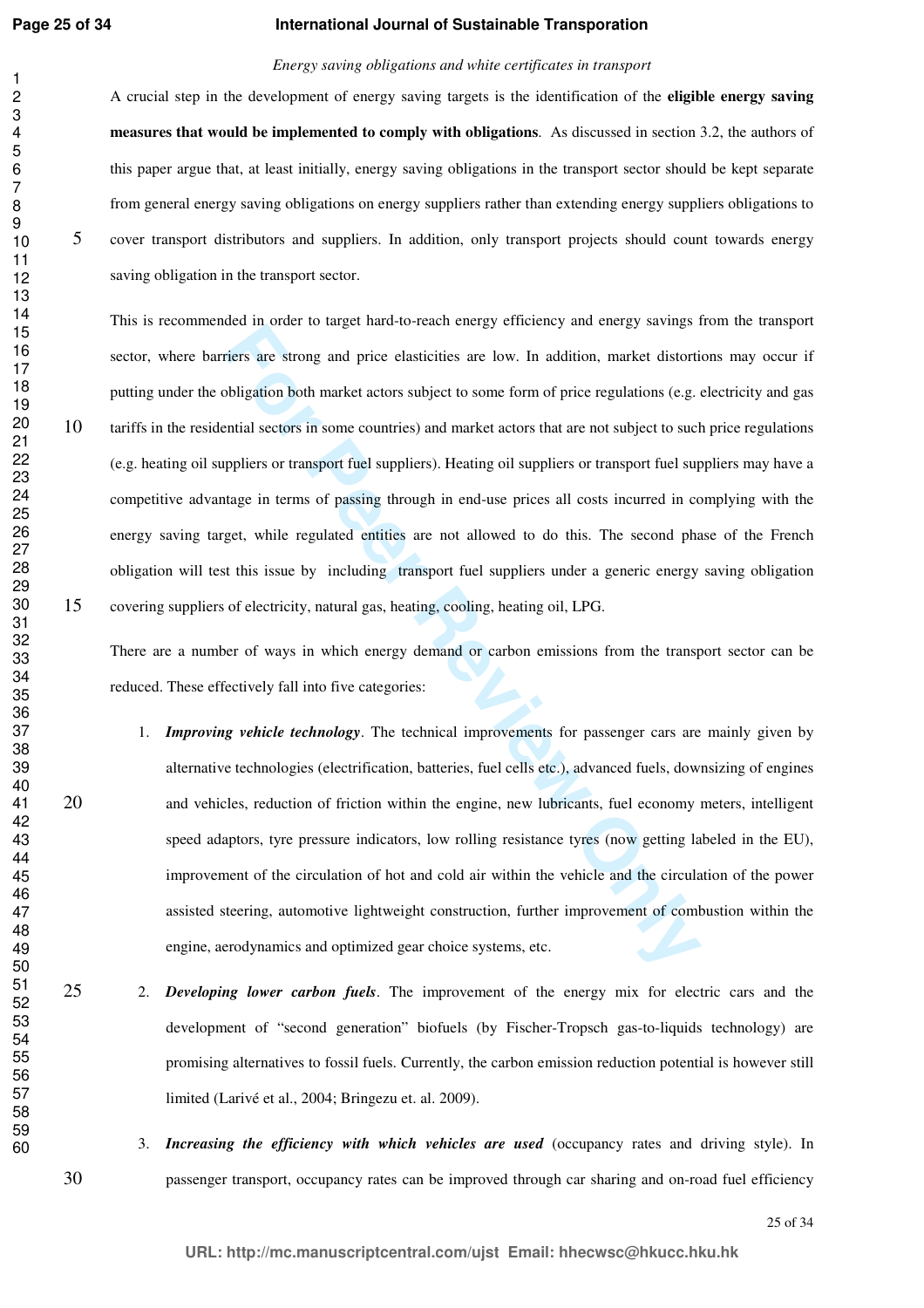A crucial step in the development of energy saving targets is the identification of the **eligible energy saving measures that would be implemented to comply with obligations**. As discussed in section 3.2, the authors of this paper argue that, at least initially, energy saving obligations in the transport sector should be kept separate from general energy saving obligations on energy suppliers rather than extending energy suppliers obligations to cover transport distributors and suppliers. In addition, only transport projects should count towards energy saving obligation in the transport sector.

This is recommended in order to target hard-to-reach energy efficiency and energy savings from the transport sector, where barriers are strong and price elasticities are low. In addition, market distortions may occur if putting under the obligation both market actors subject to some form of price regulations (e.g. electricity and gas tariffs in the residential sectors in some countries) and market actors that are not subject to such price regulations (e.g. heating oil suppliers or transport fuel suppliers). Heating oil suppliers or transport fuel suppliers may have a competitive advantage in terms of passing through in end-use prices all costs incurred in complying with the energy saving target, while regulated entities are not allowed to do this. The second phase of the French obligation will test this issue by including transport fuel suppliers under a generic energy saving obligation covering suppliers of electricity, natural gas, heating, cooling, heating oil, LPG.

There are a number of ways in which energy demand or carbon emissions from the transport sector can be reduced. These effectively fall into five categories:

1. ***Improving vehicle technology***. The technical improvements for passenger cars are mainly given by alternative technologies (electrification, batteries, fuel cells etc.), advanced fuels, downsizing of engines and vehicles, reduction of friction within the engine, new lubricants, fuel economy meters, intelligent speed adaptors, tyre pressure indicators, low rolling resistance tyres (now getting labeled in the EU), improvement of the circulation of hot and cold air within the vehicle and the circulation of the power assisted steering, automotive lightweight construction, further improvement of combustion within the engine, aerodynamics and optimized gear choice systems, etc.
2. ***Developing lower carbon fuels***. The improvement of the energy mix for electric cars and the development of "second generation" biofuels (by Fischer-Tropsch gas-to-liquids technology) are promising alternatives to fossil fuels. Currently, the carbon emission reduction potential is however still limited (Larivé et al., 2004; Bringezu et. al. 2009).
3. ***Increasing the efficiency with which vehicles are used*** (occupancy rates and driving style). In passenger transport, occupancy rates can be improved through car sharing and on-road fuel efficiency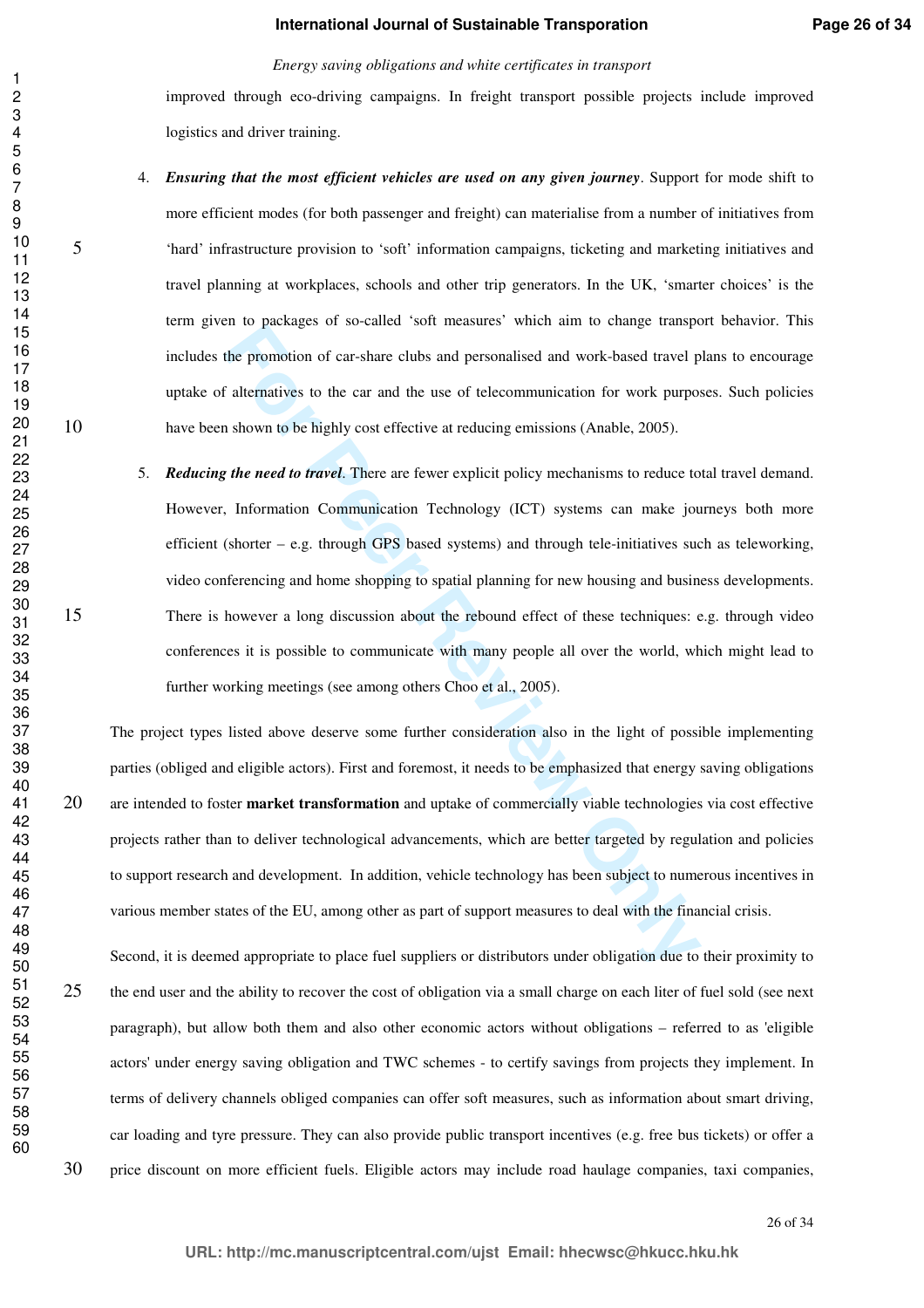improved through eco-driving campaigns. In freight transport possible projects include improved logistics and driver training.

4. ***Ensuring that the most efficient vehicles are used on any given journey***. Support for mode shift to more efficient modes (for both passenger and freight) can materialise from a number of initiatives from 'hard' infrastructure provision to 'soft' information campaigns, ticketing and marketing initiatives and travel planning at workplaces, schools and other trip generators. In the UK, 'smarter choices' is the term given to packages of so-called 'soft measures' which aim to change transport behavior. This includes the promotion of car-share clubs and personalised and work-based travel plans to encourage uptake of alternatives to the car and the use of telecommunication for work purposes. Such policies have been shown to be highly cost effective at reducing emissions (Anable, 2005).

5. ***Reducing the need to travel***. There are fewer explicit policy mechanisms to reduce total travel demand. However, Information Communication Technology (ICT) systems can make journeys both more efficient (shorter – e.g. through GPS based systems) and through tele-initiatives such as teleworking, video conferencing and home shopping to spatial planning for new housing and business developments. There is however a long discussion about the rebound effect of these techniques: e.g. through video conferences it is possible to communicate with many people all over the world, which might lead to further working meetings (see among others Choo et al., 2005).

The project types listed above deserve some further consideration also in the light of possible implementing parties (obliged and eligible actors). First and foremost, it needs to be emphasized that energy saving obligations are intended to foster **market transformation** and uptake of commercially viable technologies via cost effective projects rather than to deliver technological advancements, which are better targeted by regulation and policies to support research and development. In addition, vehicle technology has been subject to numerous incentives in various member states of the EU, among other as part of support measures to deal with the financial crisis.

Second, it is deemed appropriate to place fuel suppliers or distributors under obligation due to their proximity to the end user and the ability to recover the cost of obligation via a small charge on each liter of fuel sold (see next paragraph), but allow both them and also other economic actors without obligations – referred to as 'eligible actors' under energy saving obligation and TWC schemes - to certify savings from projects they implement. In terms of delivery channels obliged companies can offer soft measures, such as information about smart driving, car loading and tyre pressure. They can also provide public transport incentives (e.g. free bus tickets) or offer a price discount on more efficient fuels. Eligible actors may include road haulage companies, taxi companies,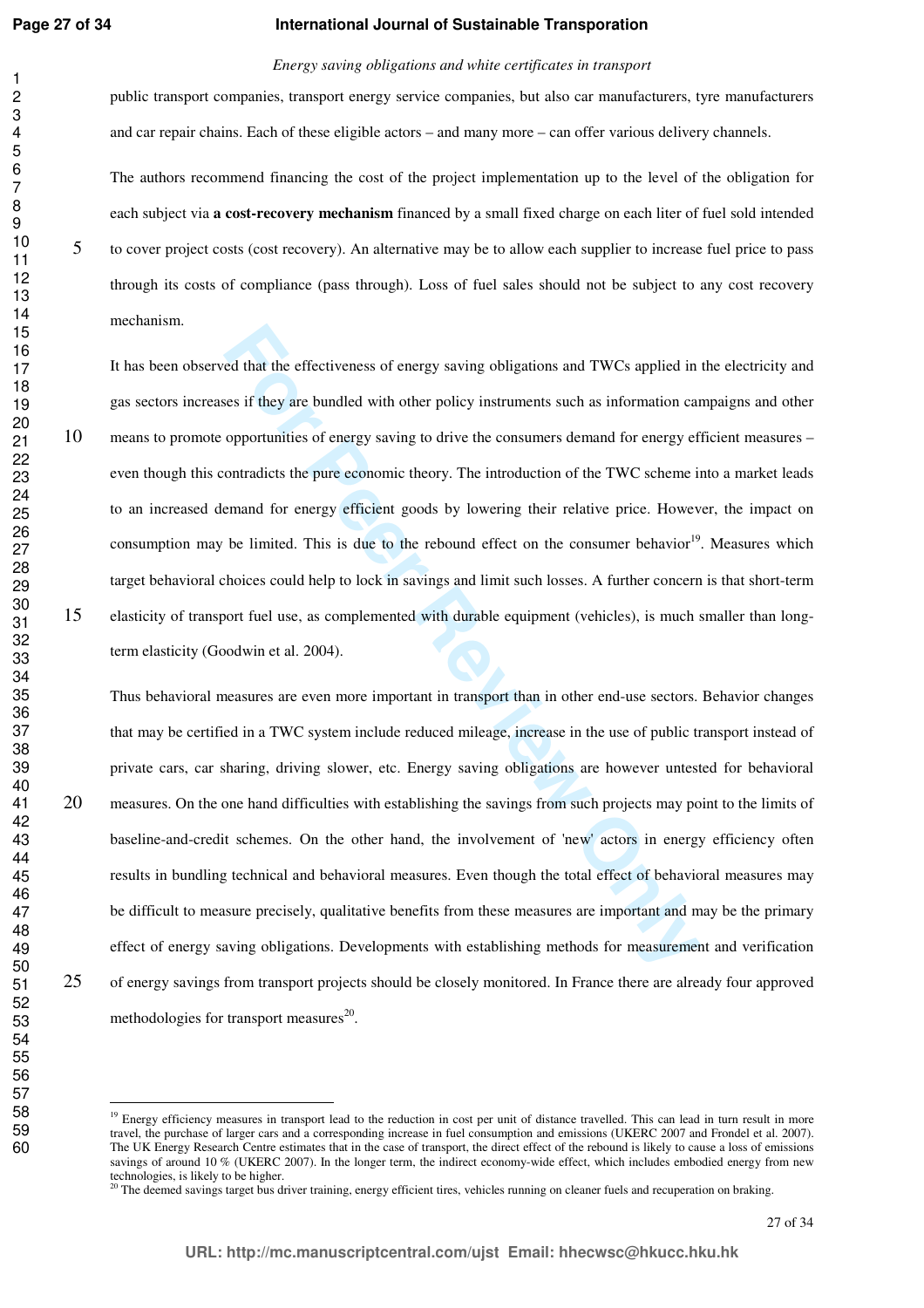public transport companies, transport energy service companies, but also car manufacturers, tyre manufacturers and car repair chains. Each of these eligible actors – and many more – can offer various delivery channels.

The authors recommend financing the cost of the project implementation up to the level of the obligation for each subject via **a cost-recovery mechanism** financed by a small fixed charge on each liter of fuel sold intended to cover project costs (cost recovery). An alternative may be to allow each supplier to increase fuel price to pass through its costs of compliance (pass through). Loss of fuel sales should not be subject to any cost recovery mechanism.

It has been observed that the effectiveness of energy saving obligations and TWCs applied in the electricity and gas sectors increases if they are bundled with other policy instruments such as information campaigns and other means to promote opportunities of energy saving to drive the consumers demand for energy efficient measures – even though this contradicts the pure economic theory. The introduction of the TWC scheme into a market leads to an increased demand for energy efficient goods by lowering their relative price. However, the impact on consumption may be limited. This is due to the rebound effect on the consumer behavior[19]. Measures which target behavioral choices could help to lock in savings and limit such losses. A further concern is that short-term elasticity of transport fuel use, as complemented with durable equipment (vehicles), is much smaller than long-term elasticity (Goodwin et al. 2004).

Thus behavioral measures are even more important in transport than in other end-use sectors. Behavior changes that may be certified in a TWC system include reduced mileage, increase in the use of public transport instead of private cars, car sharing, driving slower, etc. Energy saving obligations are however untested for behavioral measures. On the one hand difficulties with establishing the savings from such projects may point to the limits of baseline-and-credit schemes. On the other hand, the involvement of 'new' actors in energy efficiency often results in bundling technical and behavioral measures. Even though the total effect of behavioral measures may be difficult to measure precisely, qualitative benefits from these measures are important and may be the primary effect of energy saving obligations. Developments with establishing methods for measurement and verification of energy savings from transport projects should be closely monitored. In France there are already four approved methodologies for transport measures[20].

---

[19] Energy efficiency measures in transport lead to the reduction in cost per unit of distance travelled. This can lead in turn result in more travel, the purchase of larger cars and a corresponding increase in fuel consumption and emissions (UKERC 2007 and Frondel et al. 2007). The UK Energy Research Centre estimates that in the case of transport, the direct effect of the rebound is likely to cause a loss of emissions savings of around 10 % (UKERC 2007). In the longer term, the indirect economy-wide effect, which includes embodied energy from new technologies, is likely to be higher.

[20] The deemed savings target bus driver training, energy efficient tires, vehicles running on cleaner fuels and recuperation on braking.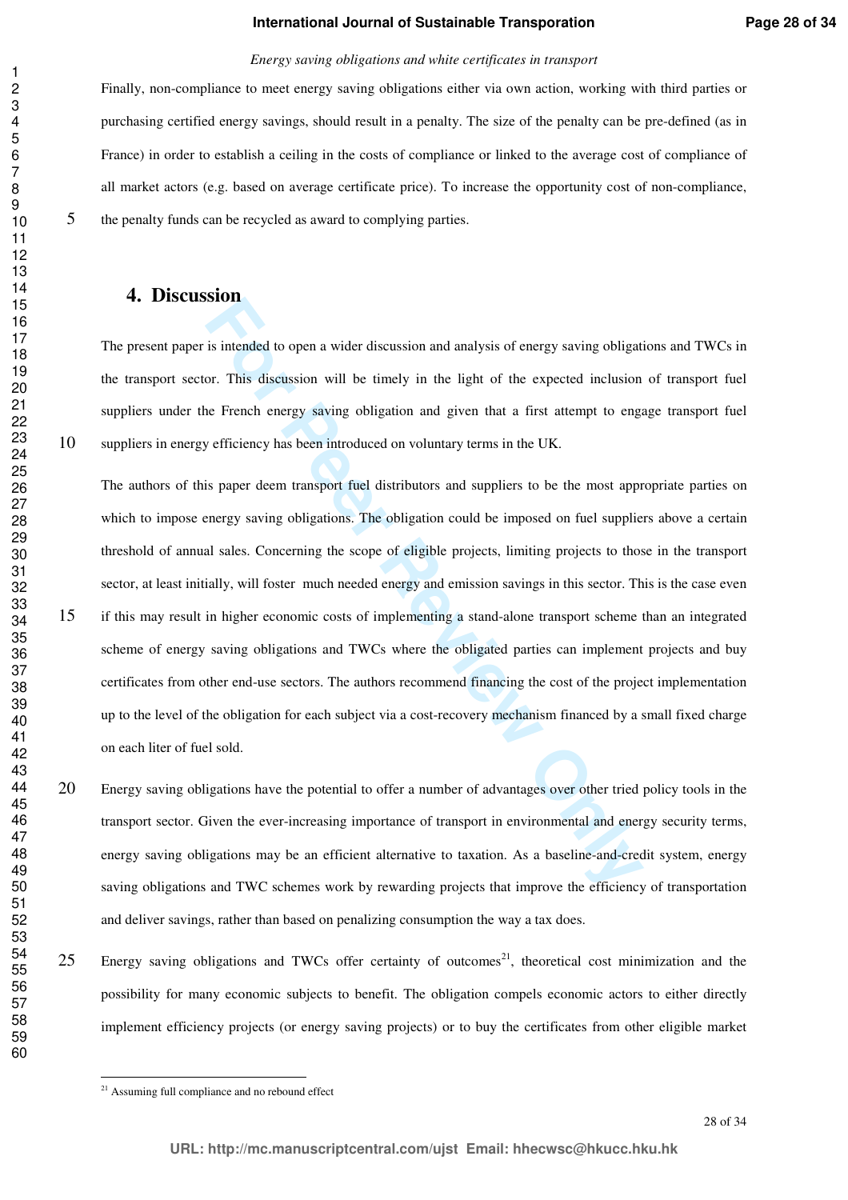Finally, non-compliance to meet energy saving obligations either via own action, working with third parties or purchasing certified energy savings, should result in a penalty. The size of the penalty can be pre-defined (as in France) in order to establish a ceiling in the costs of compliance or linked to the average cost of compliance of all market actors (e.g. based on average certificate price). To increase the opportunity cost of non-compliance, the penalty funds can be recycled as award to complying parties.

## 4. Discussion

The present paper is intended to open a wider discussion and analysis of energy saving obligations and TWCs in the transport sector. This discussion will be timely in the light of the expected inclusion of transport fuel suppliers under the French energy saving obligation and given that a first attempt to engage transport fuel suppliers in energy efficiency has been introduced on voluntary terms in the UK.

The authors of this paper deem transport fuel distributors and suppliers to be the most appropriate parties on which to impose energy saving obligations. The obligation could be imposed on fuel suppliers above a certain threshold of annual sales. Concerning the scope of eligible projects, limiting projects to those in the transport sector, at least initially, will foster much needed energy and emission savings in this sector. This is the case even if this may result in higher economic costs of implementing a stand-alone transport scheme than an integrated scheme of energy saving obligations and TWCs where the obligated parties can implement projects and buy certificates from other end-use sectors. The authors recommend financing the cost of the project implementation up to the level of the obligation for each subject via a cost-recovery mechanism financed by a small fixed charge on each liter of fuel sold.

Energy saving obligations have the potential to offer a number of advantages over other tried policy tools in the transport sector. Given the ever-increasing importance of transport in environmental and energy security terms, energy saving obligations may be an efficient alternative to taxation. As a baseline-and-credit system, energy saving obligations and TWC schemes work by rewarding projects that improve the efficiency of transportation and deliver savings, rather than based on penalizing consumption the way a tax does.

Energy saving obligations and TWCs offer certainty of outcomes[21], theoretical cost minimization and the possibility for many economic subjects to benefit. The obligation compels economic actors to either directly implement efficiency projects (or energy saving projects) or to buy the certificates from other eligible market

[21] Assuming full compliance and no rebound effect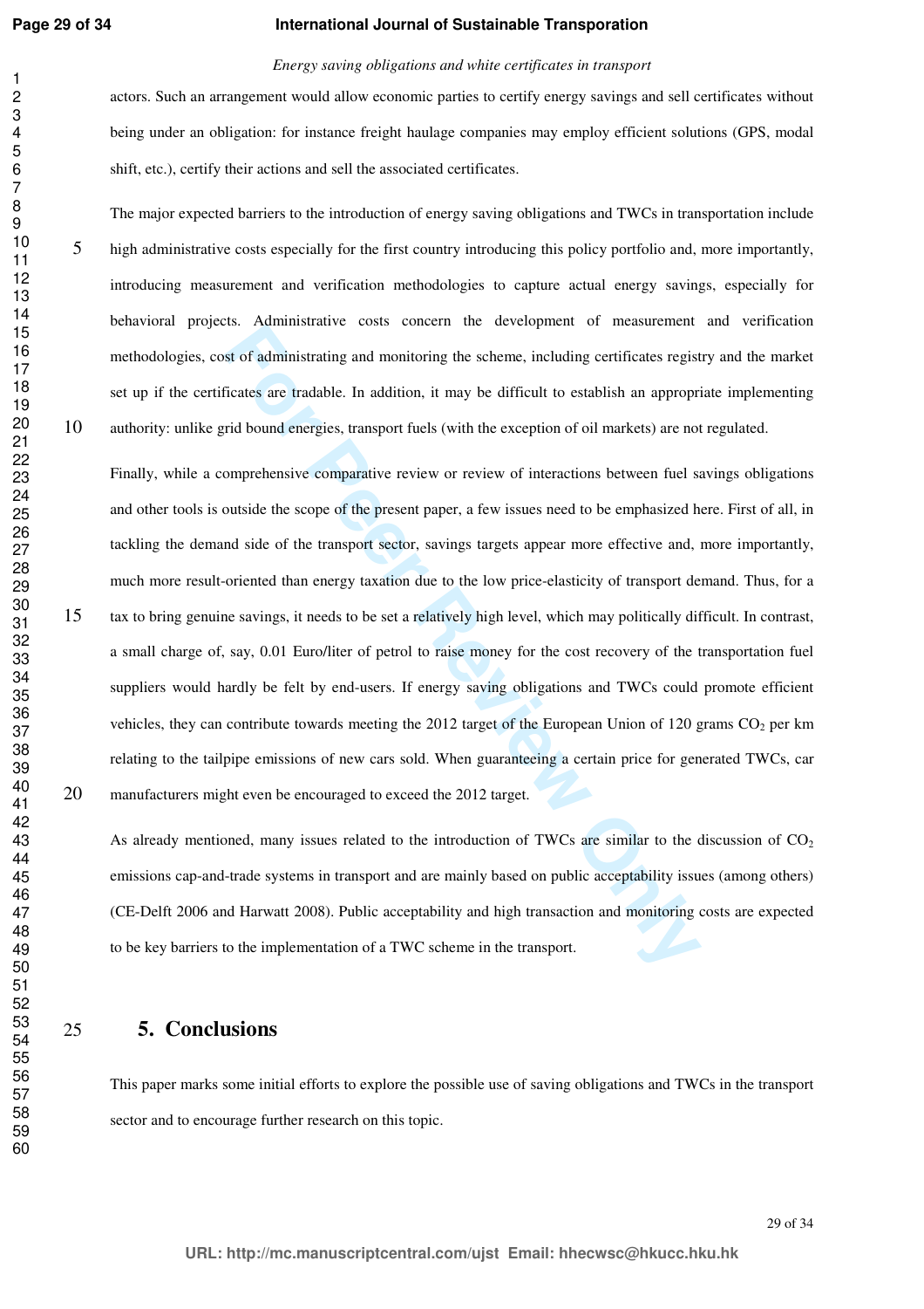actors. Such an arrangement would allow economic parties to certify energy savings and sell certificates without being under an obligation: for instance freight haulage companies may employ efficient solutions (GPS, modal shift, etc.), certify their actions and sell the associated certificates.

The major expected barriers to the introduction of energy saving obligations and TWCs in transportation include high administrative costs especially for the first country introducing this policy portfolio and, more importantly, introducing measurement and verification methodologies to capture actual energy savings, especially for behavioral projects. Administrative costs concern the development of measurement and verification methodologies, cost of administrating and monitoring the scheme, including certificates registry and the market set up if the certificates are tradable. In addition, it may be difficult to establish an appropriate implementing authority: unlike grid bound energies, transport fuels (with the exception of oil markets) are not regulated.

Finally, while a comprehensive comparative review or review of interactions between fuel savings obligations and other tools is outside the scope of the present paper, a few issues need to be emphasized here. First of all, in tackling the demand side of the transport sector, savings targets appear more effective and, more importantly, much more result-oriented than energy taxation due to the low price-elasticity of transport demand. Thus, for a tax to bring genuine savings, it needs to be set a relatively high level, which may politically difficult. In contrast, a small charge of, say, 0.01 Euro/liter of petrol to raise money for the cost recovery of the transportation fuel suppliers would hardly be felt by end-users. If energy saving obligations and TWCs could promote efficient vehicles, they can contribute towards meeting the 2012 target of the European Union of 120 grams $CO_2$ per km relating to the tailpipe emissions of new cars sold. When guaranteeing a certain price for generated TWCs, car manufacturers might even be encouraged to exceed the 2012 target.

As already mentioned, many issues related to the introduction of TWCs are similar to the discussion of $CO_2$ emissions cap-and-trade systems in transport and are mainly based on public acceptability issues (among others) (CE-Delft 2006 and Harwatt 2008). Public acceptability and high transaction and monitoring costs are expected to be key barriers to the implementation of a TWC scheme in the transport.

## 5. Conclusions

This paper marks some initial efforts to explore the possible use of saving obligations and TWCs in the transport sector and to encourage further research on this topic.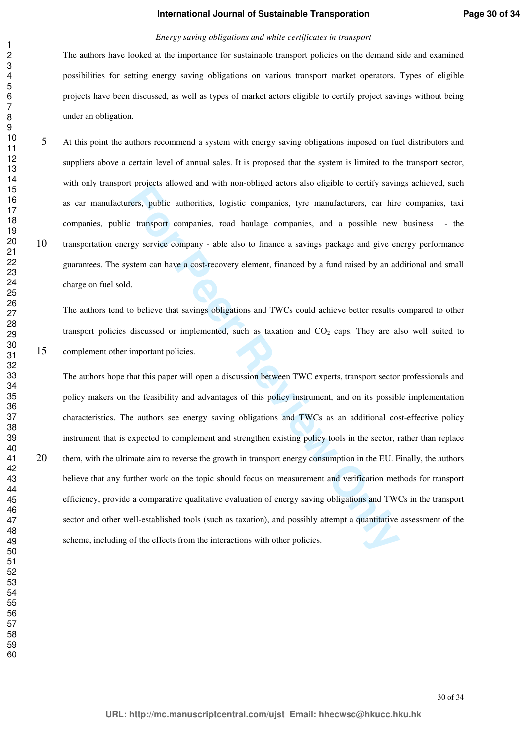The authors have looked at the importance for sustainable transport policies on the demand side and examined possibilities for setting energy saving obligations on various transport market operators. Types of eligible projects have been discussed, as well as types of market actors eligible to certify project savings without being under an obligation.

At this point the authors recommend a system with energy saving obligations imposed on fuel distributors and suppliers above a certain level of annual sales. It is proposed that the system is limited to the transport sector, with only transport projects allowed and with non-obliged actors also eligible to certify savings achieved, such as car manufacturers, public authorities, logistic companies, tyre manufacturers, car hire companies, taxi companies, public transport companies, road haulage companies, and a possible new business - the transportation energy service company - able also to finance a savings package and give energy performance guarantees. The system can have a cost-recovery element, financed by a fund raised by an additional and small charge on fuel sold.

The authors tend to believe that savings obligations and TWCs could achieve better results compared to other transport policies discussed or implemented, such as taxation and $CO_2$ caps. They are also well suited to complement other important policies.

The authors hope that this paper will open a discussion between TWC experts, transport sector professionals and policy makers on the feasibility and advantages of this policy instrument, and on its possible implementation characteristics. The authors see energy saving obligations and TWCs as an additional cost-effective policy instrument that is expected to complement and strengthen existing policy tools in the sector, rather than replace them, with the ultimate aim to reverse the growth in transport energy consumption in the EU. Finally, the authors believe that any further work on the topic should focus on measurement and verification methods for transport efficiency, provide a comparative qualitative evaluation of energy saving obligations and TWCs in the transport sector and other well-established tools (such as taxation), and possibly attempt a quantitative assessment of the scheme, including of the effects from the interactions with other policies.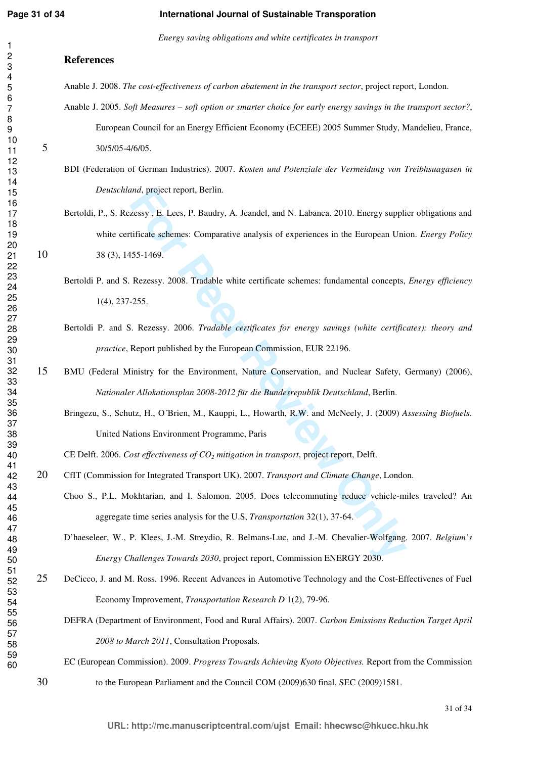## References

Anable J. 2008. *The cost-effectiveness of carbon abatement in the transport sector*, project report, London.

Anable J. 2005. *Soft Measures – soft option or smarter choice for early energy savings in the transport sector?*, European Council for an Energy Efficient Economy (ECEEE) 2005 Summer Study, Mandelieu, France, 30/5/05-4/6/05.

BDI (Federation of German Industries). 2007. *Kosten und Potenziale der Vermeidung von Treibhsuagasen in Deutschland*, project report, Berlin.

Bertoldi, P., S. Rezessy , E. Lees, P. Baudry, A. Jeandel, and N. Labanca. 2010. Energy supplier obligations and white certificate schemes: Comparative analysis of experiences in the European Union. *Energy Policy* 38 (3), 1455-1469.

Bertoldi P. and S. Rezessy. 2008. Tradable white certificate schemes: fundamental concepts, *Energy efficiency* 1(4), 237-255.

Bertoldi P. and S. Rezessy. 2006. *Tradable certificates for energy savings (white certificates): theory and practice*, Report published by the European Commission, EUR 22196.

BMU (Federal Ministry for the Environment, Nature Conservation, and Nuclear Safety, Germany) (2006), *Nationaler Allokationsplan 2008-2012 für die Bundesrepublik Deutschland*, Berlin.

Bringezu, S., Schutz, H., O´Brien, M., Kauppi, L., Howarth, R.W. and McNeely, J. (2009) *Assessing Biofuels*. United Nations Environment Programme, Paris

CE Delft. 2006. *Cost effectiveness of $CO_2$ mitigation in transport*, project report, Delft.

CfIT (Commission for Integrated Transport UK). 2007. *Transport and Climate Change*, London.

Choo S., P.L. Mokhtarian, and I. Salomon. 2005. Does telecommuting reduce vehicle-miles traveled? An aggregate time series analysis for the U.S, *Transportation* 32(1), 37-64.

D'haeseleer, W., P. Klees, J.-M. Streydio, R. Belmans-Luc, and J.-M. Chevalier-Wolfgang. 2007. *Belgium's Energy Challenges Towards 2030*, project report, Commission ENERGY 2030.

DeCicco, J. and M. Ross. 1996. Recent Advances in Automotive Technology and the Cost-Effectivenes of Fuel Economy Improvement, *Transportation Research D* 1(2), 79-96.

DEFRA (Department of Environment, Food and Rural Affairs). 2007. *Carbon Emissions Reduction Target April 2008 to March 2011*, Consultation Proposals.

EC (European Commission). 2009. *Progress Towards Achieving Kyoto Objectives.* Report from the Commission to the European Parliament and the Council COM (2009)630 final, SEC (2009)1581.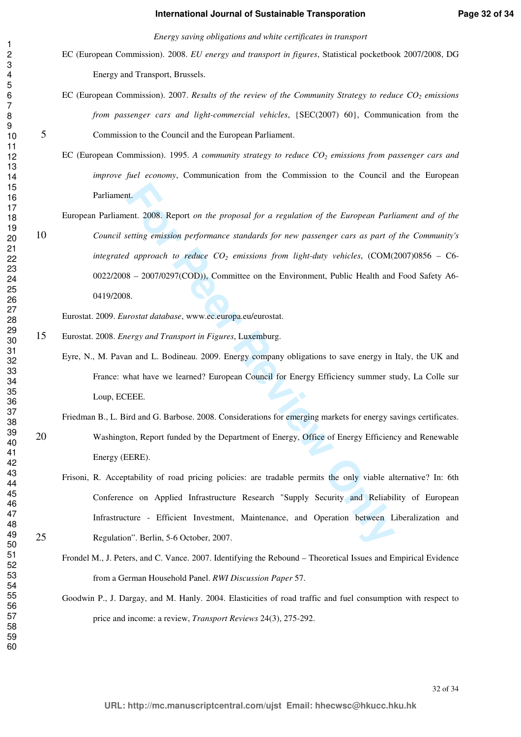EC (European Commission). 2008. *EU energy and transport in figures*, Statistical pocketbook 2007/2008, DG Energy and Transport, Brussels.

EC (European Commission). 2007. *Results of the review of the Community Strategy to reduce $CO_2$ emissions from passenger cars and light-commercial vehicles*, {SEC(2007) 60}, Communication from the Commission to the Council and the European Parliament.

EC (European Commission). 1995. *A community strategy to reduce $CO_2$ emissions from passenger cars and improve fuel economy*, Communication from the Commission to the Council and the European Parliament.

European Parliament. 2008. Report *on the proposal for a regulation of the European Parliament and of the Council setting emission performance standards for new passenger cars as part of the Community's integrated approach to reduce $CO_2$ emissions from light-duty vehicles*, (COM(2007)0856 – C6-0022/2008 – 2007/0297(COD)), Committee on the Environment, Public Health and Food Safety A6-0419/2008.

Eurostat. 2009. *Eurostat database*, www.ec.europa.eu/eurostat.

Eurostat. 2008. *Energy and Transport in Figures*, Luxemburg.

Eyre, N., M. Pavan and L. Bodineau. 2009. Energy company obligations to save energy in Italy, the UK and France: what have we learned? European Council for Energy Efficiency summer study, La Colle sur Loup, ECEEE.

Friedman B., L. Bird and G. Barbose. 2008. Considerations for emerging markets for energy savings certificates. Washington, Report funded by the Department of Energy, Office of Energy Efficiency and Renewable Energy (EERE).

Frisoni, R. Acceptability of road pricing policies: are tradable permits the only viable alternative? In: 6th Conference on Applied Infrastructure Research "Supply Security and Reliability of European Infrastructure - Efficient Investment, Maintenance, and Operation between Liberalization and Regulation". Berlin, 5-6 October, 2007.

Frondel M., J. Peters, and C. Vance. 2007. Identifying the Rebound – Theoretical Issues and Empirical Evidence from a German Household Panel. *RWI Discussion Paper* 57.

Goodwin P., J. Dargay, and M. Hanly. 2004. Elasticities of road traffic and fuel consumption with respect to price and income: a review, *Transport Reviews* 24(3), 275-292.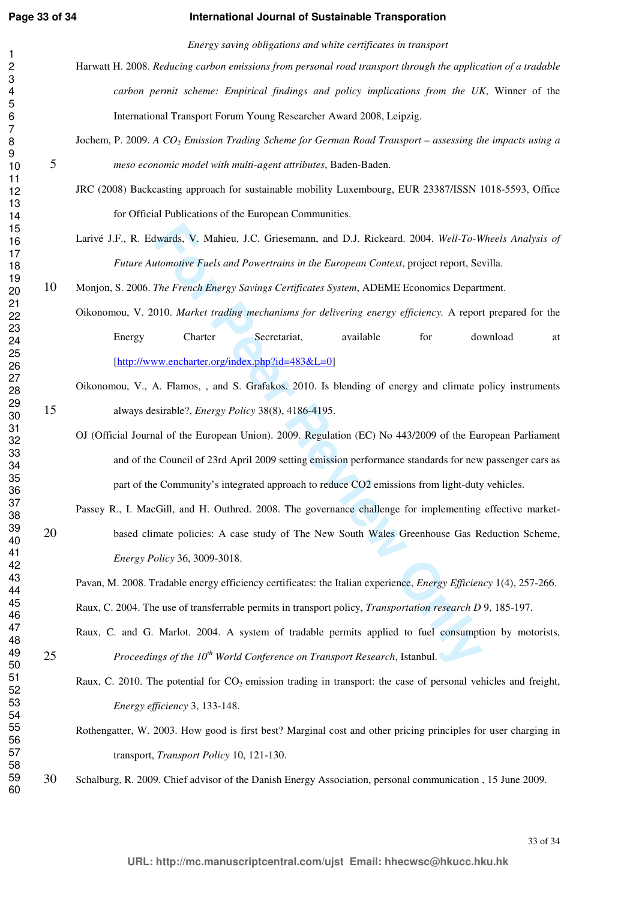Harwatt H. 2008. *Reducing carbon emissions from personal road transport through the application of a tradable carbon permit scheme: Empirical findings and policy implications from the UK*, Winner of the International Transport Forum Young Researcher Award 2008, Leipzig.

Jochem, P. 2009. *A $CO_2$ Emission Trading Scheme for German Road Transport – assessing the impacts using a meso economic model with multi-agent attributes*, Baden-Baden.

JRC (2008) Backcasting approach for sustainable mobility Luxembourg, EUR 23387/ISSN 1018-5593, Office for Official Publications of the European Communities.

Larivé J.F., R. Edwards, V. Mahieu, J.C. Griesemann, and D.J. Rickeard. 2004. *Well-To-Wheels Analysis of Future Automotive Fuels and Powertrains in the European Context*, project report, Sevilla.

Monjon, S. 2006. *The French Energy Savings Certificates System*, ADEME Economics Department.

Oikonomou, V. 2010. *Market trading mechanisms for delivering energy efficiency.* A report prepared for the Energy Charter Secretariat, available for download at [http://www.encharter.org/index.php?id=483&L=0]

Oikonomou, V., A. Flamos, , and S. Grafakos. 2010. Is blending of energy and climate policy instruments always desirable?, *Energy Policy* 38(8), 4186-4195.

OJ (Official Journal of the European Union). 2009. Regulation (EC) No 443/2009 of the European Parliament and of the Council of 23rd April 2009 setting emission performance standards for new passenger cars as part of the Community's integrated approach to reduce CO2 emissions from light-duty vehicles.

Passey R., I. MacGill, and H. Outhred. 2008. The governance challenge for implementing effective market-based climate policies: A case study of The New South Wales Greenhouse Gas Reduction Scheme, *Energy Policy* 36, 3009-3018.

Pavan, M. 2008. Tradable energy efficiency certificates: the Italian experience, *Energy Efficiency* 1(4), 257-266.

Raux, C. 2004. The use of transferrable permits in transport policy, *Transportation research D* 9, 185-197.

Raux, C. and G. Marlot. 2004. A system of tradable permits applied to fuel consumption by motorists, *Proceedings of the 10th World Conference on Transport Research*, Istanbul.

Raux, C. 2010. The potential for $CO_2$ emission trading in transport: the case of personal vehicles and freight, *Energy efficiency* 3, 133-148.

Rothengatter, W. 2003. How good is first best? Marginal cost and other pricing principles for user charging in transport, *Transport Policy* 10, 121-130.

Schalburg, R. 2009. Chief advisor of the Danish Energy Association, personal communication , 15 June 2009.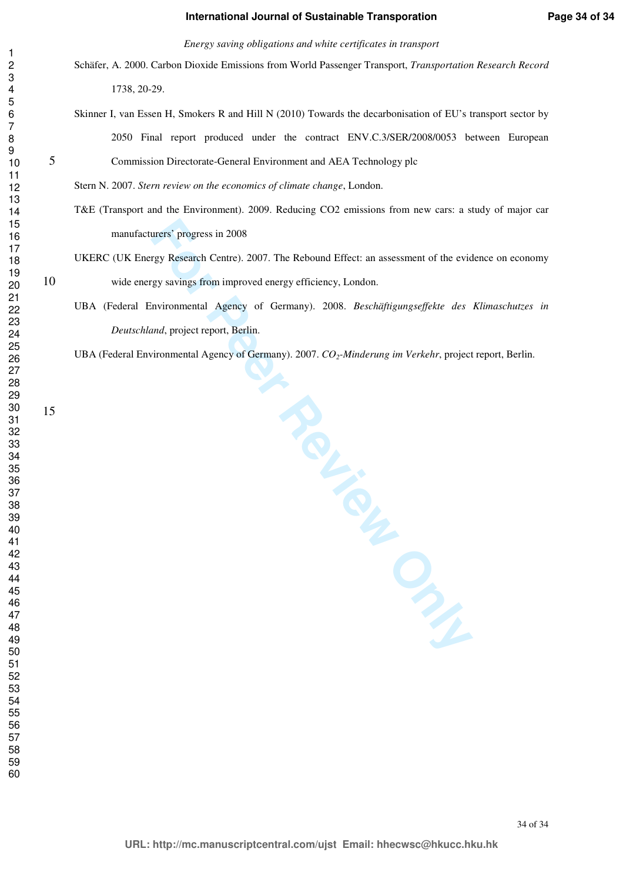Schäfer, A. 2000. Carbon Dioxide Emissions from World Passenger Transport, *Transportation Research Record* 1738, 20-29.

Skinner I, van Essen H, Smokers R and Hill N (2010) Towards the decarbonisation of EU's transport sector by 2050 Final report produced under the contract ENV.C.3/SER/2008/0053 between European Commission Directorate-General Environment and AEA Technology plc

Stern N. 2007. *Stern review on the economics of climate change*, London.

T&E (Transport and the Environment). 2009. Reducing CO2 emissions from new cars: a study of major car manufacturers' progress in 2008

UKERC (UK Energy Research Centre). 2007. The Rebound Effect: an assessment of the evidence on economy wide energy savings from improved energy efficiency, London.

UBA (Federal Environmental Agency of Germany). 2008. *Beschäftigungseffekte des Klimaschutzes in Deutschland*, project report, Berlin.

UBA (Federal Environmental Agency of Germany). 2007. *$CO_2$-Minderung im Verkehr*, project report, Berlin.